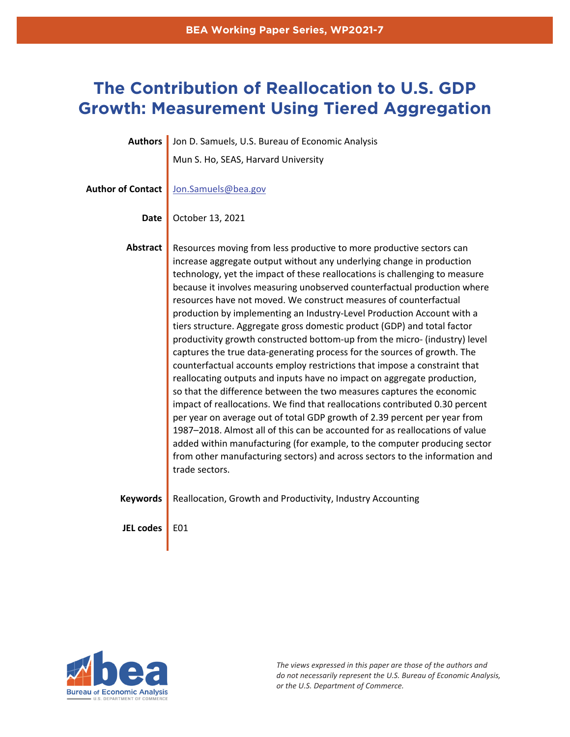BEA Working Paper Series, WP2021-7

# The Contribution of Reallocation to U.S. GDP Growth: Measurement Using Tiered Aggregation

**Authors** Jon D. Samuels, U.S. Bureau of Economic Analysis

Mun S. Ho, SEAS, Harvard University

**Author of Contact** Jon.Samuels@bea.gov

**Date** October 13, 2021

**Abstract** Resources moving from less productive to more productive sectors can increase aggregate output without any underlying change in production technology, yet the impact of these reallocations is challenging to measure because it involves measuring unobserved counterfactual production where resources have not moved. We construct measures of counterfactual production by implementing an Industry-Level Production Account with a tiers structure. Aggregate gross domestic product (GDP) and total factor productivity growth constructed bottom-up from the micro- (industry) level captures the true data-generating process for the sources of growth. The counterfactual accounts employ restrictions that impose a constraint that reallocating outputs and inputs have no impact on aggregate production, so that the difference between the two measures captures the economic impact of reallocations. We find that reallocations contributed 0.30 percent per year on average out of total GDP growth of 2.39 percent per year from 1987–2018. Almost all of this can be accounted for as reallocations of value added within manufacturing (for example, to the computer producing sector from other manufacturing sectors) and across sectors to the information and trade sectors.

**Keywords** Reallocation, Growth and Productivity, Industry Accounting

**JEL codes** E01

*The views expressed in this paper are those of the authors and do not necessarily represent the U.S. Bureau of Economic Analysis, or the U.S. Department of Commerce.*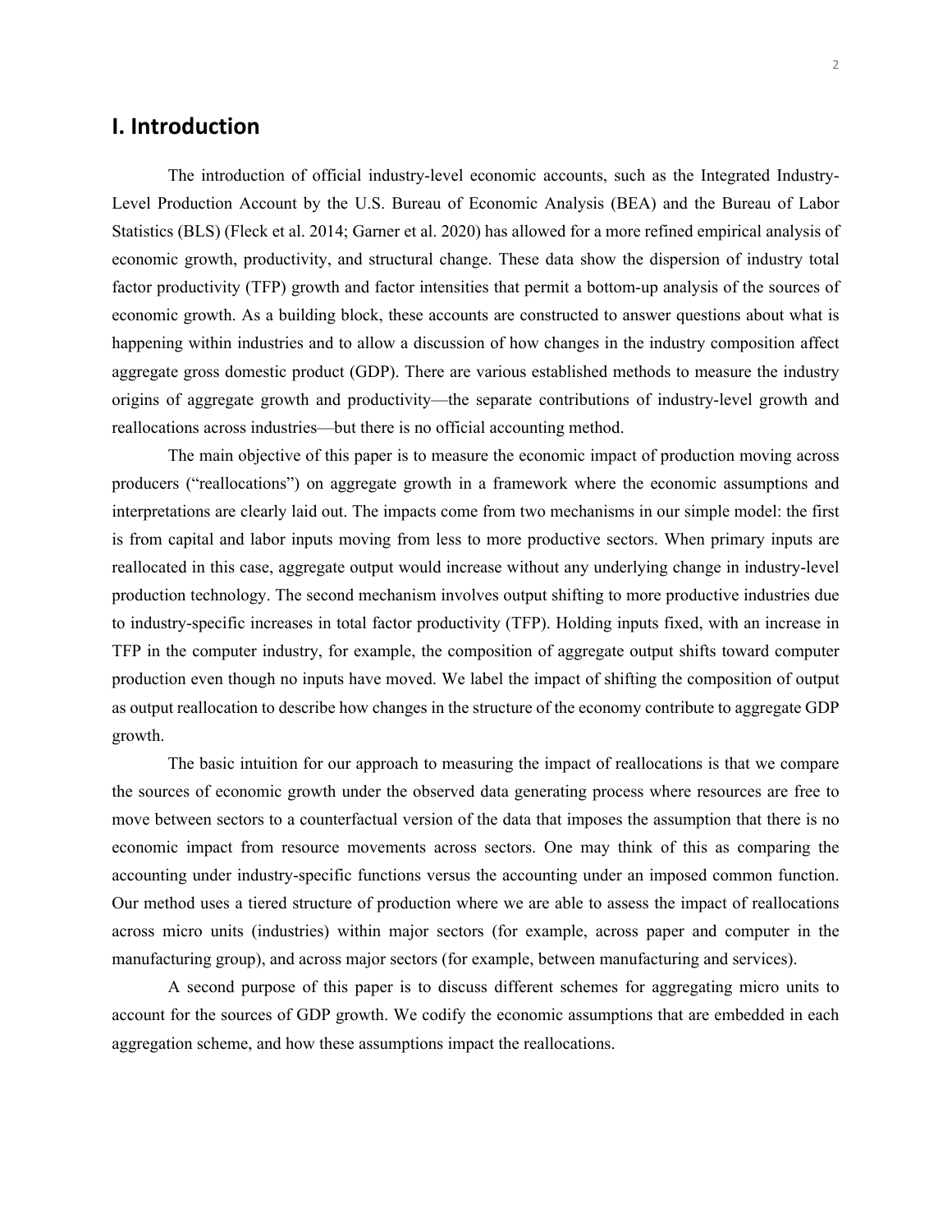## I. Introduction

The introduction of official industry-level economic accounts, such as the Integrated Industry-Level Production Account by the U.S. Bureau of Economic Analysis (BEA) and the Bureau of Labor Statistics (BLS) (Fleck et al. 2014; Garner et al. 2020) has allowed for a more refined empirical analysis of economic growth, productivity, and structural change. These data show the dispersion of industry total factor productivity (TFP) growth and factor intensities that permit a bottom-up analysis of the sources of economic growth. As a building block, these accounts are constructed to answer questions about what is happening within industries and to allow a discussion of how changes in the industry composition affect aggregate gross domestic product (GDP). There are various established methods to measure the industry origins of aggregate growth and productivity—the separate contributions of industry-level growth and reallocations across industries—but there is no official accounting method.

The main objective of this paper is to measure the economic impact of production moving across producers ("reallocations") on aggregate growth in a framework where the economic assumptions and interpretations are clearly laid out. The impacts come from two mechanisms in our simple model: the first is from capital and labor inputs moving from less to more productive sectors. When primary inputs are reallocated in this case, aggregate output would increase without any underlying change in industry-level production technology. The second mechanism involves output shifting to more productive industries due to industry-specific increases in total factor productivity (TFP). Holding inputs fixed, with an increase in TFP in the computer industry, for example, the composition of aggregate output shifts toward computer production even though no inputs have moved. We label the impact of shifting the composition of output as output reallocation to describe how changes in the structure of the economy contribute to aggregate GDP growth.

The basic intuition for our approach to measuring the impact of reallocations is that we compare the sources of economic growth under the observed data generating process where resources are free to move between sectors to a counterfactual version of the data that imposes the assumption that there is no economic impact from resource movements across sectors. One may think of this as comparing the accounting under industry-specific functions versus the accounting under an imposed common function. Our method uses a tiered structure of production where we are able to assess the impact of reallocations across micro units (industries) within major sectors (for example, across paper and computer in the manufacturing group), and across major sectors (for example, between manufacturing and services).

A second purpose of this paper is to discuss different schemes for aggregating micro units to account for the sources of GDP growth. We codify the economic assumptions that are embedded in each aggregation scheme, and how these assumptions impact the reallocations.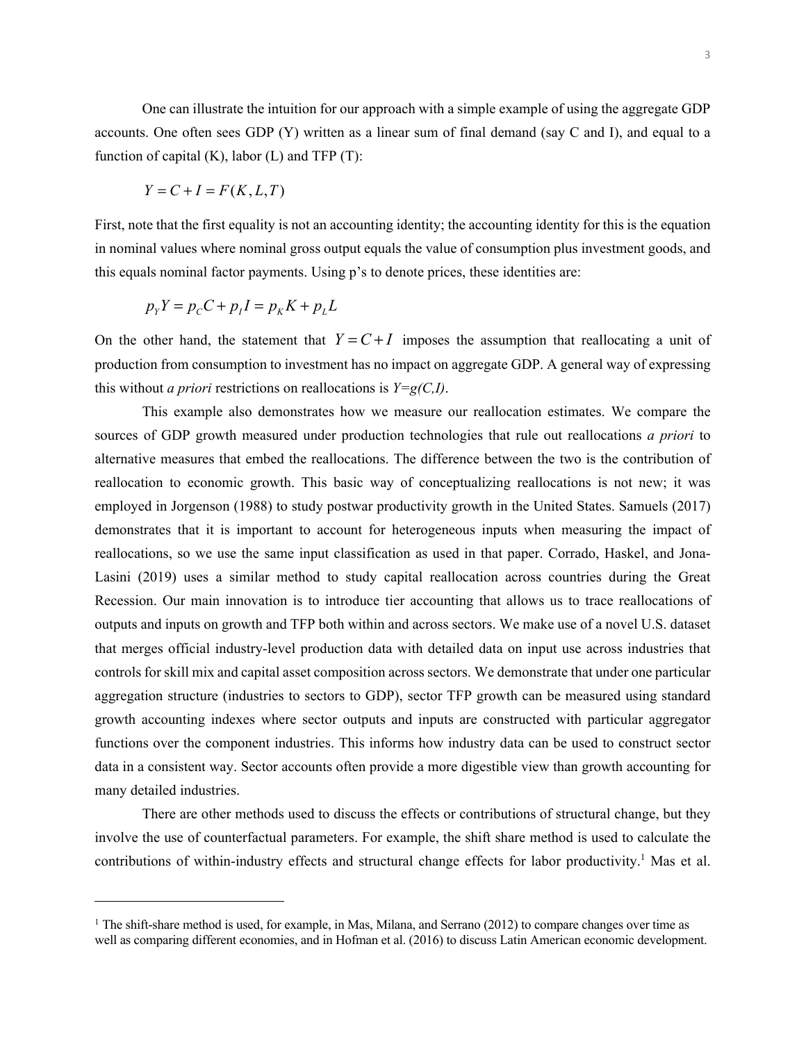One can illustrate the intuition for our approach with a simple example of using the aggregate GDP accounts. One often sees GDP (Y) written as a linear sum of final demand (say C and I), and equal to a function of capital (K), labor (L) and TFP (T):

$$Y = C + I = F(K, L, T)$$

First, note that the first equality is not an accounting identity; the accounting identity for this is the equation in nominal values where nominal gross output equals the value of consumption plus investment goods, and this equals nominal factor payments. Using p's to denote prices, these identities are:

$$p_Y Y = p_C C + p_I I = p_K K + p_L L$$

On the other hand, the statement that $Y = C + I$ imposes the assumption that reallocating a unit of production from consumption to investment has no impact on aggregate GDP. A general way of expressing this without *a priori* restrictions on reallocations is $Y=g(C,I)$.

This example also demonstrates how we measure our reallocation estimates. We compare the sources of GDP growth measured under production technologies that rule out reallocations *a priori* to alternative measures that embed the reallocations. The difference between the two is the contribution of reallocation to economic growth. This basic way of conceptualizing reallocations is not new; it was employed in Jorgenson (1988) to study postwar productivity growth in the United States. Samuels (2017) demonstrates that it is important to account for heterogeneous inputs when measuring the impact of reallocations, so we use the same input classification as used in that paper. Corrado, Haskel, and Jona-Lasini (2019) uses a similar method to study capital reallocation across countries during the Great Recession. Our main innovation is to introduce tier accounting that allows us to trace reallocations of outputs and inputs on growth and TFP both within and across sectors. We make use of a novel U.S. dataset that merges official industry-level production data with detailed data on input use across industries that controls for skill mix and capital asset composition across sectors. We demonstrate that under one particular aggregation structure (industries to sectors to GDP), sector TFP growth can be measured using standard growth accounting indexes where sector outputs and inputs are constructed with particular aggregator functions over the component industries. This informs how industry data can be used to construct sector data in a consistent way. Sector accounts often provide a more digestible view than growth accounting for many detailed industries.

There are other methods used to discuss the effects or contributions of structural change, but they involve the use of counterfactual parameters. For example, the shift share method is used to calculate the contributions of within-industry effects and structural change effects for labor productivity.[1] Mas et al.

[1] The shift-share method is used, for example, in Mas, Milana, and Serrano (2012) to compare changes over time as well as comparing different economies, and in Hofman et al. (2016) to discuss Latin American economic development.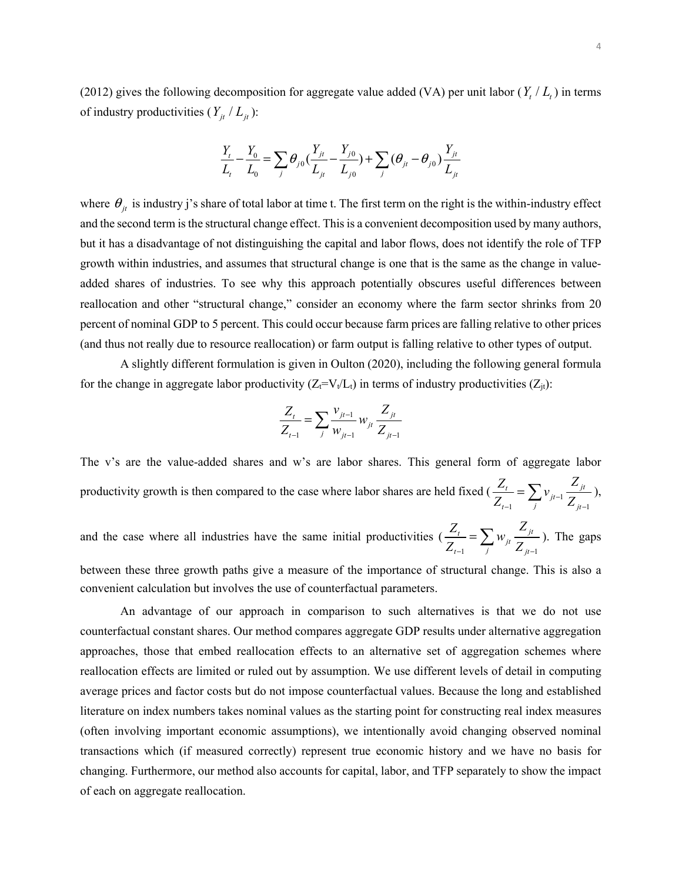(2012) gives the following decomposition for aggregate value added (VA) per unit labor ($Y_t / L_t$) in terms of industry productivities ($Y_{jt} / L_{jt}$):

$$\frac{Y_t}{L_t} - \frac{Y_0}{L_0} = \sum_j \theta_{j0} \left(\frac{Y_{jt}}{L_{jt}} - \frac{Y_{j0}}{L_{j0}}\right) + \sum_j (\theta_{jt} - \theta_{j0}) \frac{Y_{jt}}{L_{jt}}$$

where $\theta_{jt}$ is industry j's share of total labor at time t. The first term on the right is the within-industry effect and the second term is the structural change effect. This is a convenient decomposition used by many authors, but it has a disadvantage of not distinguishing the capital and labor flows, does not identify the role of TFP growth within industries, and assumes that structural change is one that is the same as the change in value-added shares of industries. To see why this approach potentially obscures useful differences between reallocation and other "structural change," consider an economy where the farm sector shrinks from 20 percent of nominal GDP to 5 percent. This could occur because farm prices are falling relative to other prices (and thus not really due to resource reallocation) or farm output is falling relative to other types of output.

A slightly different formulation is given in Oulton (2020), including the following general formula for the change in aggregate labor productivity ($Z_t = V_t / L_t$) in terms of industry productivities ($Z_{jt}$):

$$\frac{Z_t}{Z_{t-1}} = \sum_j \frac{v_{jt-1}}{w_{jt-1}} w_{jt} \frac{Z_{jt}}{Z_{jt-1}}$$

The v's are the value-added shares and w's are labor shares. This general form of aggregate labor productivity growth is then compared to the case where labor shares are held fixed ($\frac{Z_t}{Z_{t-1}} = \sum_j v_{jt-1} \frac{Z_{jt}}{Z_{jt-1}}$), and the case where all industries have the same initial productivities ($\frac{Z_t}{Z_{t-1}} = \sum_j w_{jt} \frac{Z_{jt}}{Z_{jt-1}}$). The gaps between these three growth paths give a measure of the importance of structural change. This is also a convenient calculation but involves the use of counterfactual parameters.

An advantage of our approach in comparison to such alternatives is that we do not use counterfactual constant shares. Our method compares aggregate GDP results under alternative aggregation approaches, those that embed reallocation effects to an alternative set of aggregation schemes where reallocation effects are limited or ruled out by assumption. We use different levels of detail in computing average prices and factor costs but do not impose counterfactual values. Because the long and established literature on index numbers takes nominal values as the starting point for constructing real index measures (often involving important economic assumptions), we intentionally avoid changing observed nominal transactions which (if measured correctly) represent true economic history and we have no basis for changing. Furthermore, our method also accounts for capital, labor, and TFP separately to show the impact of each on aggregate reallocation.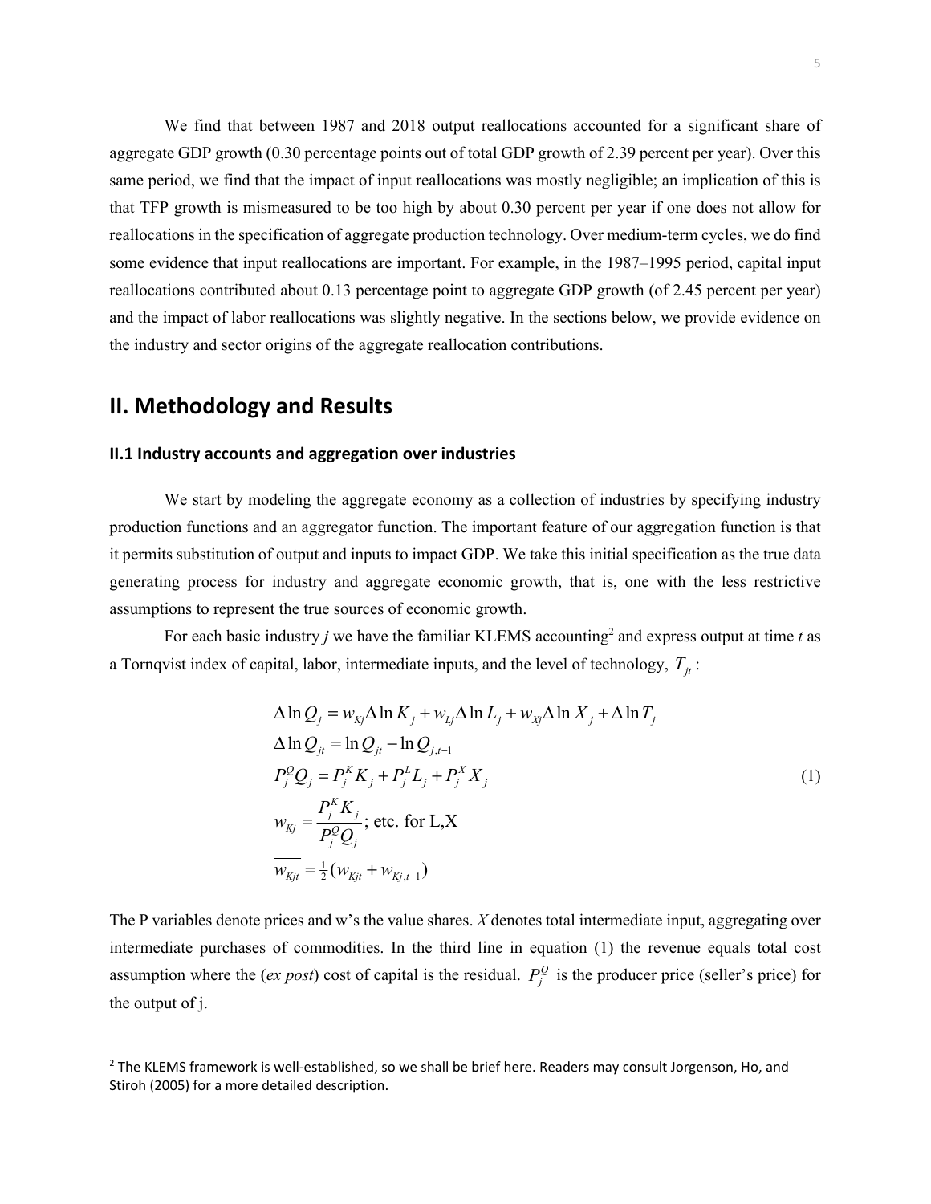We find that between 1987 and 2018 output reallocations accounted for a significant share of aggregate GDP growth (0.30 percentage points out of total GDP growth of 2.39 percent per year). Over this same period, we find that the impact of input reallocations was mostly negligible; an implication of this is that TFP growth is mismeasured to be too high by about 0.30 percent per year if one does not allow for reallocations in the specification of aggregate production technology. Over medium-term cycles, we do find some evidence that input reallocations are important. For example, in the 1987–1995 period, capital input reallocations contributed about 0.13 percentage point to aggregate GDP growth (of 2.45 percent per year) and the impact of labor reallocations was slightly negative. In the sections below, we provide evidence on the industry and sector origins of the aggregate reallocation contributions.

## II. Methodology and Results

### II.1 Industry accounts and aggregation over industries

We start by modeling the aggregate economy as a collection of industries by specifying industry production functions and an aggregator function. The important feature of our aggregation function is that it permits substitution of output and inputs to impact GDP. We take this initial specification as the true data generating process for industry and aggregate economic growth, that is, one with the less restrictive assumptions to represent the true sources of economic growth.

For each basic industry *j* we have the familiar KLEMS accounting[2] and express output at time *t* as a Tornqvist index of capital, labor, intermediate inputs, and the level of technology, $T_{jt}$:

$$
\begin{aligned}
&\Delta \ln Q_j = \overline{w_{Kj}} \Delta \ln K_j + \overline{w_{Lj}} \Delta \ln L_j + \overline{w_{Xj}} \Delta \ln X_j + \Delta \ln T_j \\
&\Delta \ln Q_{jt} = \ln Q_{jt} - \ln Q_{j,t-1} \\
&P_j^Q Q_j = P_j^K K_j + P_j^L L_j + P_j^X X_j \\
&w_{Kj} = \frac{P_j^K K_j}{P_j^Q Q_j}; \text{ etc. for L,X} \\
&\overline{w_{Kjt}} = \tfrac{1}{2}(w_{Kjt} + w_{Kj,t-1})
\end{aligned}
\tag{1}
$$

The P variables denote prices and w's the value shares. *X* denotes total intermediate input, aggregating over intermediate purchases of commodities. In the third line in equation (1) the revenue equals total cost assumption where the (*ex post*) cost of capital is the residual. $P_j^Q$ is the producer price (seller's price) for the output of j.

---

[2] The KLEMS framework is well-established, so we shall be brief here. Readers may consult Jorgenson, Ho, and Stiroh (2005) for a more detailed description.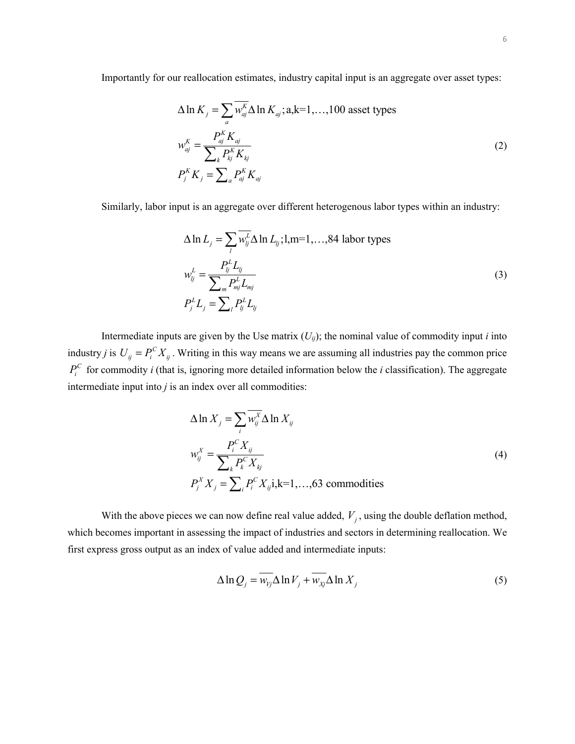Importantly for our reallocation estimates, industry capital input is an aggregate over asset types:

$$
\begin{aligned}
\Delta \ln K_j &= \sum_a \overline{w_{aj}^K} \Delta \ln K_{aj}; \text{a,k=1,…,100 asset types} \\
w_{aj}^K &= \frac{P_{aj}^K K_{aj}}{\sum_k P_{kj}^K K_{kj}} \\
P_j^K K_j &= \sum_a P_{aj}^K K_{aj}
\end{aligned}
\tag{2}
$$

Similarly, labor input is an aggregate over different heterogenous labor types within an industry:

$$
\begin{aligned}
\Delta \ln L_j &= \sum_l \overline{w_{lj}^L} \Delta \ln L_{lj}; \text{l,m=1,…,84 labor types} \\
w_{lj}^L &= \frac{P_{lj}^L L_{lj}}{\sum_m P_{mj}^L L_{mj}} \\
P_j^L L_j &= \sum_l P_{lj}^L L_{lj}
\end{aligned}
\tag{3}
$$

Intermediate inputs are given by the Use matrix ($U_{ij}$); the nominal value of commodity input *i* into industry *j* is $U_{ij} = P_i^C X_{ij}$. Writing in this way means we are assuming all industries pay the common price $P_i^C$ for commodity *i* (that is, ignoring more detailed information below the *i* classification). The aggregate intermediate input into *j* is an index over all commodities:

$$
\begin{aligned}
\Delta \ln X_j &= \sum_i \overline{w_{ij}^X} \Delta \ln X_{ij} \\
w_{ij}^X &= \frac{P_i^C X_{ij}}{\sum_k P_k^C X_{kj}} \\
P_j^X X_j &= \sum_i P_i^C X_{ij} \text{i,k=1,…,63 commodities}
\end{aligned}
\tag{4}
$$

With the above pieces we can now define real value added, $V_j$, using the double deflation method, which becomes important in assessing the impact of industries and sectors in determining reallocation. We first express gross output as an index of value added and intermediate inputs:

$$
\Delta \ln Q_j = \overline{w_{Vj}} \Delta \ln V_j + \overline{w_{Xj}} \Delta \ln X_j \tag{5}
$$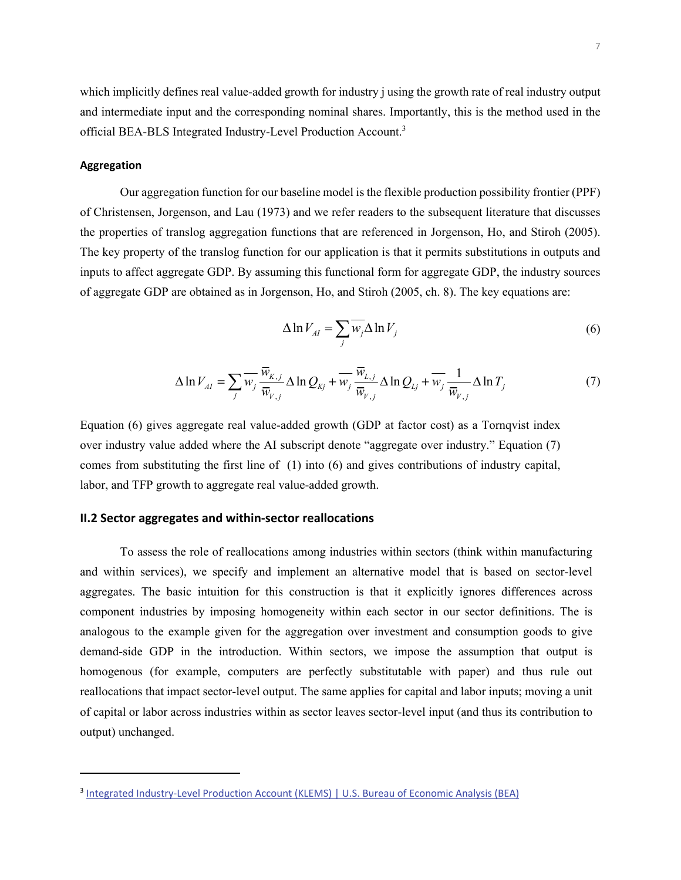which implicitly defines real value-added growth for industry j using the growth rate of real industry output and intermediate input and the corresponding nominal shares. Importantly, this is the method used in the official BEA-BLS Integrated Industry-Level Production Account.[3]

### Aggregation

Our aggregation function for our baseline model is the flexible production possibility frontier (PPF) of Christensen, Jorgenson, and Lau (1973) and we refer readers to the subsequent literature that discusses the properties of translog aggregation functions that are referenced in Jorgenson, Ho, and Stiroh (2005). The key property of the translog function for our application is that it permits substitutions in outputs and inputs to affect aggregate GDP. By assuming this functional form for aggregate GDP, the industry sources of aggregate GDP are obtained as in Jorgenson, Ho, and Stiroh (2005, ch. 8). The key equations are:

$$\Delta \ln V_{AI} = \sum_j \overline{w_j} \Delta \ln V_j \tag{6}$$

$$\Delta \ln V_{AI} = \sum_j \overline{w_j} \frac{\overline{w}_{K,j}}{\overline{w}_{V,j}} \Delta \ln Q_{Kj} + \overline{w_j} \frac{\overline{w}_{L,j}}{\overline{w}_{V,j}} \Delta \ln Q_{Lj} + \overline{w_j} \frac{1}{\overline{w}_{V,j}} \Delta \ln T_j \tag{7}$$

Equation (6) gives aggregate real value-added growth (GDP at factor cost) as a Tornqvist index over industry value added where the AI subscript denote "aggregate over industry." Equation (7) comes from substituting the first line of (1) into (6) and gives contributions of industry capital, labor, and TFP growth to aggregate real value-added growth.

## II.2 Sector aggregates and within-sector reallocations

To assess the role of reallocations among industries within sectors (think within manufacturing and within services), we specify and implement an alternative model that is based on sector-level aggregates. The basic intuition for this construction is that it explicitly ignores differences across component industries by imposing homogeneity within each sector in our sector definitions. The is analogous to the example given for the aggregation over investment and consumption goods to give demand-side GDP in the introduction. Within sectors, we impose the assumption that output is homogenous (for example, computers are perfectly substitutable with paper) and thus rule out reallocations that impact sector-level output. The same applies for capital and labor inputs; moving a unit of capital or labor across industries within as sector leaves sector-level input (and thus its contribution to output) unchanged.

---

[3] Integrated Industry-Level Production Account (KLEMS) | U.S. Bureau of Economic Analysis (BEA)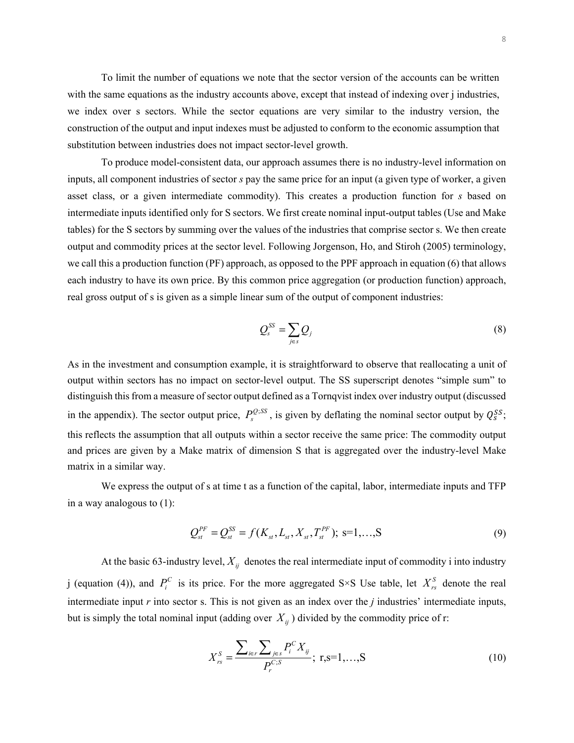To limit the number of equations we note that the sector version of the accounts can be written with the same equations as the industry accounts above, except that instead of indexing over j industries, we index over s sectors. While the sector equations are very similar to the industry version, the construction of the output and input indexes must be adjusted to conform to the economic assumption that substitution between industries does not impact sector-level growth.

To produce model-consistent data, our approach assumes there is no industry-level information on inputs, all component industries of sector *s* pay the same price for an input (a given type of worker, a given asset class, or a given intermediate commodity). This creates a production function for *s* based on intermediate inputs identified only for S sectors. We first create nominal input-output tables (Use and Make tables) for the S sectors by summing over the values of the industries that comprise sector s. We then create output and commodity prices at the sector level. Following Jorgenson, Ho, and Stiroh (2005) terminology, we call this a production function (PF) approach, as opposed to the PPF approach in equation (6) that allows each industry to have its own price. By this common price aggregation (or production function) approach, real gross output of s is given as a simple linear sum of the output of component industries:

$$Q_s^{SS} = \sum_{j \in s} Q_j \tag{8}$$

As in the investment and consumption example, it is straightforward to observe that reallocating a unit of output within sectors has no impact on sector-level output. The SS superscript denotes "simple sum" to distinguish this from a measure of sector output defined as a Tornqvist index over industry output (discussed in the appendix). The sector output price, $P_s^{Q;SS}$, is given by deflating the nominal sector output by $Q_s^{SS}$; this reflects the assumption that all outputs within a sector receive the same price: The commodity output and prices are given by a Make matrix of dimension S that is aggregated over the industry-level Make matrix in a similar way.

We express the output of s at time t as a function of the capital, labor, intermediate inputs and TFP in a way analogous to (1):

$$Q_{st}^{PF} = Q_{st}^{SS} = f(K_{st}, L_{st}, X_{st}, T_{st}^{PF});\ \text{s=1,…,S} \tag{9}$$

At the basic 63-industry level, $X_{ij}$ denotes the real intermediate input of commodity i into industry j (equation (4)), and $P_i^C$ is its price. For the more aggregated S×S Use table, let $X_{rs}^S$ denote the real intermediate input *r* into sector s. This is not given as an index over the *j* industries' intermediate inputs, but is simply the total nominal input (adding over $X_{ij}$) divided by the commodity price of r:

$$X_{rs}^S = \frac{\sum_{i \in r} \sum_{j \in s} P_i^C X_{ij}}{P_r^{C;S}};\ \text{r,s=1,…,S} \tag{10}$$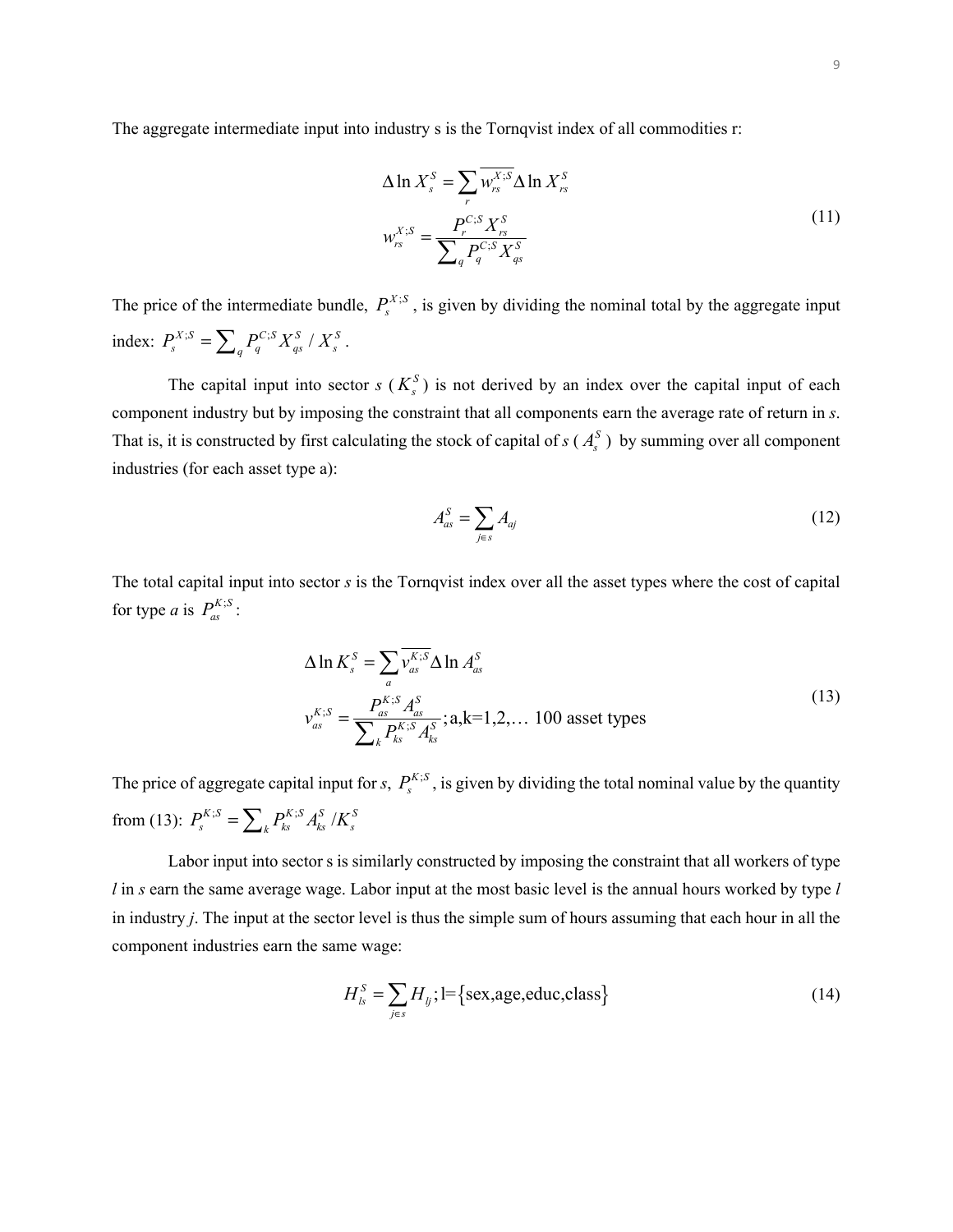The aggregate intermediate input into industry s is the Tornqvist index of all commodities r:

$$
\Delta \ln X_s^S = \sum_r \overline{w_{rs}^{X;S}} \Delta \ln X_{rs}^S
$$
$$
w_{rs}^{X;S} = \frac{P_r^{C;S} X_{rs}^S}{\sum_q P_q^{C;S} X_{qs}^S} \tag{11}
$$

The price of the intermediate bundle, $P_s^{X;S}$, is given by dividing the nominal total by the aggregate input index: $P_s^{X;S} = \sum_q P_q^{C;S} X_{qs}^S / X_s^S$.

The capital input into sector *s* ($K_s^S$) is not derived by an index over the capital input of each component industry but by imposing the constraint that all components earn the average rate of return in *s*. That is, it is constructed by first calculating the stock of capital of *s* ($A_s^S$) by summing over all component industries (for each asset type a):

$$
A_{as}^S = \sum_{j \in s} A_{aj} \tag{12}
$$

The total capital input into sector *s* is the Tornqvist index over all the asset types where the cost of capital for type *a* is $P_{as}^{K;S}$:

$$
\Delta \ln K_s^S = \sum_a \overline{v_{as}^{K;S}} \Delta \ln A_{as}^S
$$
$$
v_{as}^{K;S} = \frac{P_{as}^{K;S} A_{as}^S}{\sum_k P_{ks}^{K;S} A_{ks}^S}; \text{a,k=1,2,… 100 asset types} \tag{13}
$$

The price of aggregate capital input for *s*, $P_s^{K;S}$, is given by dividing the total nominal value by the quantity from (13): $P_s^{K;S} = \sum_k P_{ks}^{K;S} A_{ks}^S / K_s^S$

Labor input into sector s is similarly constructed by imposing the constraint that all workers of type *l* in *s* earn the same average wage. Labor input at the most basic level is the annual hours worked by type *l* in industry *j*. The input at the sector level is thus the simple sum of hours assuming that each hour in all the component industries earn the same wage:

$$
H_{ls}^S = \sum_{j \in s} H_{lj}; \text{l=}\{\text{sex,age,educ,class}\} \tag{14}
$$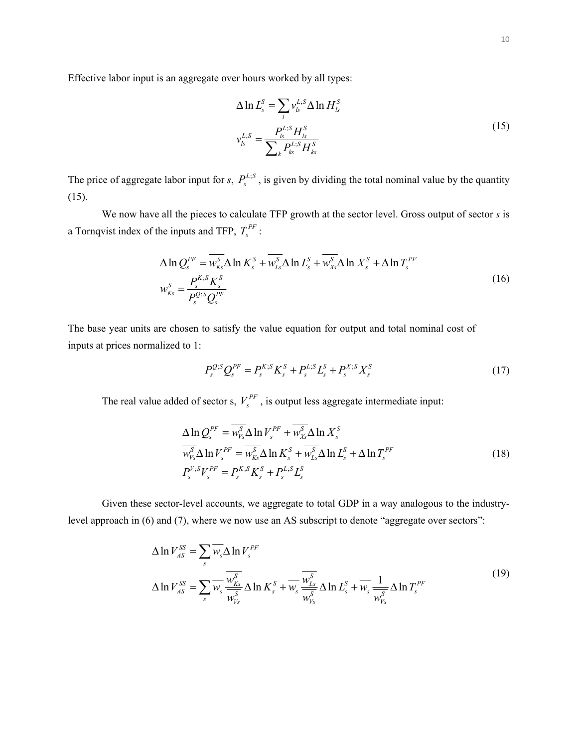Effective labor input is an aggregate over hours worked by all types:

$$
\begin{aligned}
\Delta \ln L_s^S &= \sum_l \overline{v_{ls}^{L;S}} \Delta \ln H_{ls}^S \\
v_{ls}^{L;S} &= \frac{P_{ls}^{L;S} H_{ls}^S}{\sum_k P_{ks}^{L;S} H_{ks}^S}
\end{aligned}
\tag{15}
$$

The price of aggregate labor input for *s*, $P_s^{L;S}$, is given by dividing the total nominal value by the quantity (15).

We now have all the pieces to calculate TFP growth at the sector level. Gross output of sector *s* is a Tornqvist index of the inputs and TFP, $T_s^{PF}$:

$$
\begin{aligned}
\Delta \ln Q_s^{PF} &= \overline{w_{Ks}^S} \Delta \ln K_s^S + \overline{w_{Ls}^S} \Delta \ln L_s^S + \overline{w_{Xs}^S} \Delta \ln X_s^S + \Delta \ln T_s^{PF} \\
w_{Ks}^S &= \frac{P_s^{K;S} K_s^S}{P_s^{Q;S} Q_s^{PF}}
\end{aligned}
\tag{16}
$$

The base year units are chosen to satisfy the value equation for output and total nominal cost of inputs at prices normalized to 1:

$$
P_s^{Q;S} Q_s^{PF} = P_s^{K;S} K_s^S + P_s^{L;S} L_s^S + P_s^{X;S} X_s^S \tag{17}
$$

The real value added of sector s, $V_s^{PF}$, is output less aggregate intermediate input:

$$
\begin{aligned}
\Delta \ln Q_s^{PF} &= \overline{w_{Vs}^S} \Delta \ln V_s^{PF} + \overline{w_{Xs}^S} \Delta \ln X_s^S \\
\overline{w_{Vs}^S} \Delta \ln V_s^{PF} &= \overline{w_{Ks}^S} \Delta \ln K_s^S + \overline{w_{Ls}^S} \Delta \ln L_s^S + \Delta \ln T_s^{PF} \\
P_s^{V;S} V_s^{PF} &= P_s^{K;S} K_s^S + P_s^{L;S} L_s^S
\end{aligned}
\tag{18}
$$

Given these sector-level accounts, we aggregate to total GDP in a way analogous to the industry-level approach in (6) and (7), where we now use an AS subscript to denote "aggregate over sectors":

$$
\begin{aligned}
\Delta \ln V_{AS}^{SS} &= \sum_s \overline{w_s} \Delta \ln V_s^{PF} \\
\Delta \ln V_{AS}^{SS} &= \sum_s \overline{w_s} \frac{\overline{w_{Ks}^S}}{\overline{w_{Vs}^S}} \Delta \ln K_s^S + \overline{w_s} \frac{\overline{w_{Ls}^S}}{\overline{w_{Vs}^S}} \Delta \ln L_s^S + \overline{w_s} \frac{1}{\overline{w_{Vs}^S}} \Delta \ln T_s^{PF}
\end{aligned}
\tag{19}
$$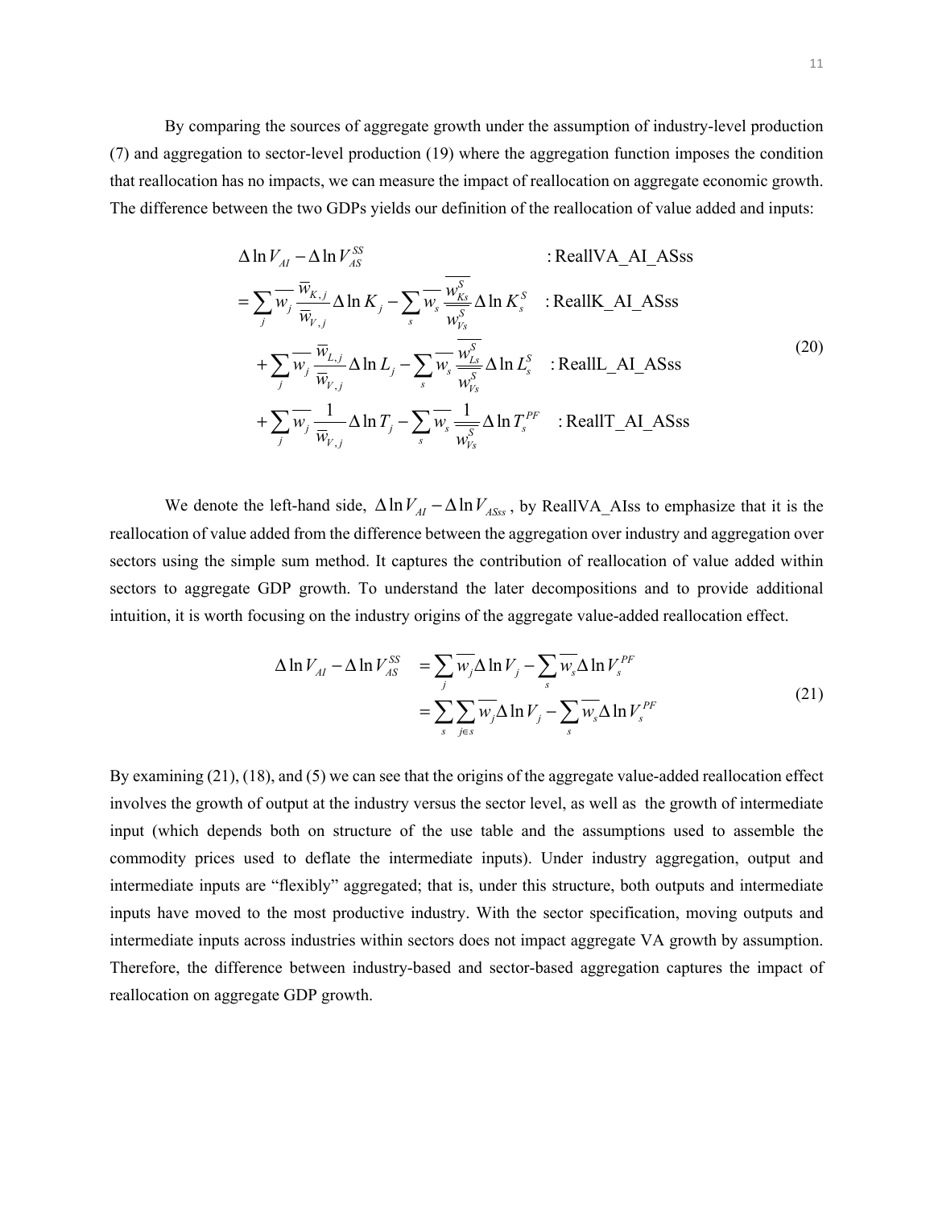By comparing the sources of aggregate growth under the assumption of industry-level production (7) and aggregation to sector-level production (19) where the aggregation function imposes the condition that reallocation has no impacts, we can measure the impact of reallocation on aggregate economic growth. The difference between the two GDPs yields our definition of the reallocation of value added and inputs:

$$
\begin{aligned}
&\Delta \ln V_{AI} - \Delta \ln V_{AS}^{SS} && : \text{ReallVA\_AI\_ASss} \\
&= \sum_j \overline{w_j} \frac{\overline{w}_{K,j}}{\overline{w}_{V,j}} \Delta \ln K_j - \sum_s \overline{w_s} \frac{\overline{w_{Ks}^S}}{\overline{w_{Vs}^S}} \Delta \ln K_s^S && : \text{ReallK\_AI\_ASss} \\
&\quad + \sum_j \overline{w_j} \frac{\overline{w}_{L,j}}{\overline{w}_{V,j}} \Delta \ln L_j - \sum_s \overline{w_s} \frac{\overline{w_{Ls}^S}}{\overline{w_{Vs}^S}} \Delta \ln L_s^S && : \text{ReallL\_AI\_ASss} \\
&\quad + \sum_j \overline{w_j} \frac{1}{\overline{w}_{V,j}} \Delta \ln T_j - \sum_s \overline{w_s} \frac{1}{\overline{w_{Vs}^S}} \Delta \ln T_s^{PF} && : \text{ReallT\_AI\_ASss}
\end{aligned}
\tag{20}
$$

We denote the left-hand side, $\Delta \ln V_{AI} - \Delta \ln V_{ASss}$, by ReallVA_AIss to emphasize that it is the reallocation of value added from the difference between the aggregation over industry and aggregation over sectors using the simple sum method. It captures the contribution of reallocation of value added within sectors to aggregate GDP growth. To understand the later decompositions and to provide additional intuition, it is worth focusing on the industry origins of the aggregate value-added reallocation effect.

$$
\begin{aligned}
\Delta \ln V_{AI} - \Delta \ln V_{AS}^{SS} &= \sum_j \overline{w_j} \Delta \ln V_j - \sum_s \overline{w_s} \Delta \ln V_s^{PF} \\
&= \sum_s \sum_{j \in s} \overline{w_j} \Delta \ln V_j - \sum_s \overline{w_s} \Delta \ln V_s^{PF}
\end{aligned}
\tag{21}
$$

By examining (21), (18), and (5) we can see that the origins of the aggregate value-added reallocation effect involves the growth of output at the industry versus the sector level, as well as the growth of intermediate input (which depends both on structure of the use table and the assumptions used to assemble the commodity prices used to deflate the intermediate inputs). Under industry aggregation, output and intermediate inputs are "flexibly" aggregated; that is, under this structure, both outputs and intermediate inputs have moved to the most productive industry. With the sector specification, moving outputs and intermediate inputs across industries within sectors does not impact aggregate VA growth by assumption. Therefore, the difference between industry-based and sector-based aggregation captures the impact of reallocation on aggregate GDP growth.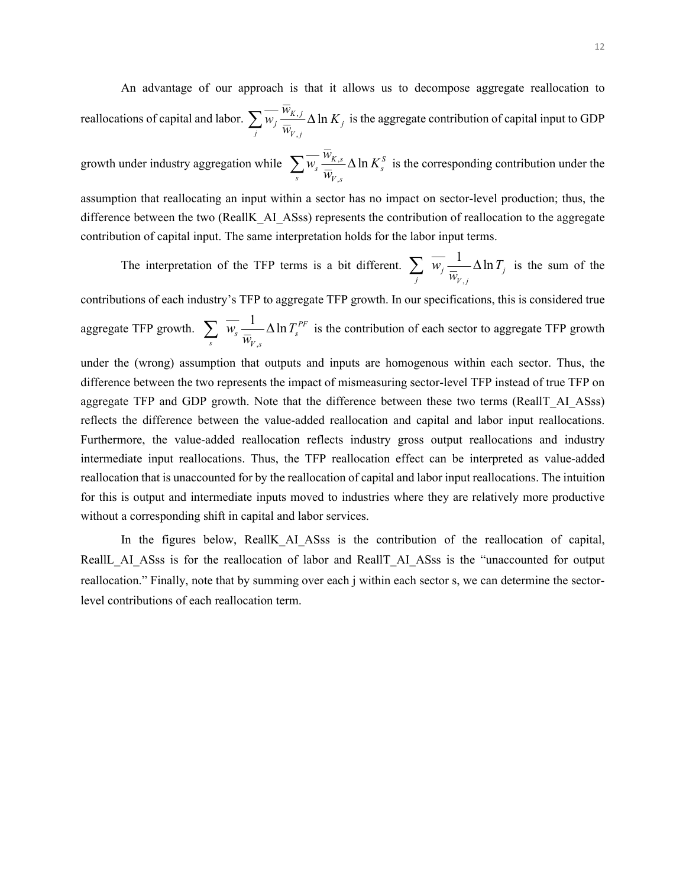An advantage of our approach is that it allows us to decompose aggregate reallocation to reallocations of capital and labor. $\sum_j \overline{w_j} \frac{\overline{w}_{K,j}}{\overline{w}_{V,j}} \Delta \ln K_j$ is the aggregate contribution of capital input to GDP growth under industry aggregation while $\sum_s \overline{w_s} \frac{\overline{w}_{K,s}}{\overline{w}_{V,s}} \Delta \ln K_s^S$ is the corresponding contribution under the assumption that reallocating an input within a sector has no impact on sector-level production; thus, the difference between the two (ReallK_AI_ASss) represents the contribution of reallocation to the aggregate contribution of capital input. The same interpretation holds for the labor input terms.

The interpretation of the TFP terms is a bit different. $\sum_j \overline{w_j} \frac{1}{\overline{w}_{V,j}} \Delta \ln T_j$ is the sum of the contributions of each industry's TFP to aggregate TFP growth. In our specifications, this is considered true aggregate TFP growth. $\sum_s \overline{w_s} \frac{1}{\overline{w}_{V,s}} \Delta \ln T_s^{PF}$ is the contribution of each sector to aggregate TFP growth under the (wrong) assumption that outputs and inputs are homogenous within each sector. Thus, the difference between the two represents the impact of mismeasuring sector-level TFP instead of true TFP on aggregate TFP and GDP growth. Note that the difference between these two terms (ReallT_AI_ASss) reflects the difference between the value-added reallocation and capital and labor input reallocations. Furthermore, the value-added reallocation reflects industry gross output reallocations and industry intermediate input reallocations. Thus, the TFP reallocation effect can be interpreted as value-added reallocation that is unaccounted for by the reallocation of capital and labor input reallocations. The intuition for this is output and intermediate inputs moved to industries where they are relatively more productive without a corresponding shift in capital and labor services.

In the figures below, ReallK_AI_ASss is the contribution of the reallocation of capital, ReallL_AI_ASss is for the reallocation of labor and ReallT_AI_ASss is the "unaccounted for output reallocation." Finally, note that by summing over each j within each sector s, we can determine the sector-level contributions of each reallocation term.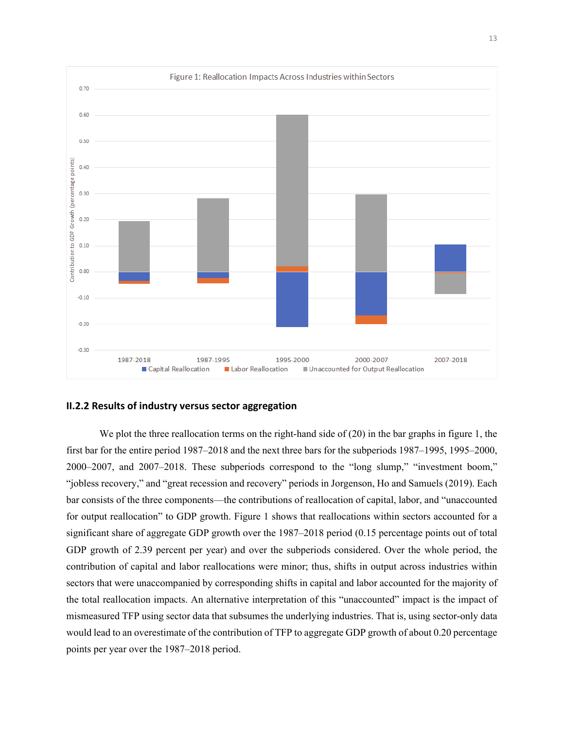Figure 1: Reallocation Impacts Across Industries within Sectors

## II.2.2 Results of industry versus sector aggregation

We plot the three reallocation terms on the right-hand side of (20) in the bar graphs in figure 1, the first bar for the entire period 1987–2018 and the next three bars for the subperiods 1987–1995, 1995–2000, 2000–2007, and 2007–2018. These subperiods correspond to the "long slump," "investment boom," "jobless recovery," and "great recession and recovery" periods in Jorgenson, Ho and Samuels (2019). Each bar consists of the three components—the contributions of reallocation of capital, labor, and "unaccounted for output reallocation" to GDP growth. Figure 1 shows that reallocations within sectors accounted for a significant share of aggregate GDP growth over the 1987–2018 period (0.15 percentage points out of total GDP growth of 2.39 percent per year) and over the subperiods considered. Over the whole period, the contribution of capital and labor reallocations were minor; thus, shifts in output across industries within sectors that were unaccompanied by corresponding shifts in capital and labor accounted for the majority of the total reallocation impacts. An alternative interpretation of this "unaccounted" impact is the impact of mismeasured TFP using sector data that subsumes the underlying industries. That is, using sector-only data would lead to an overestimate of the contribution of TFP to aggregate GDP growth of about 0.20 percentage points per year over the 1987–2018 period.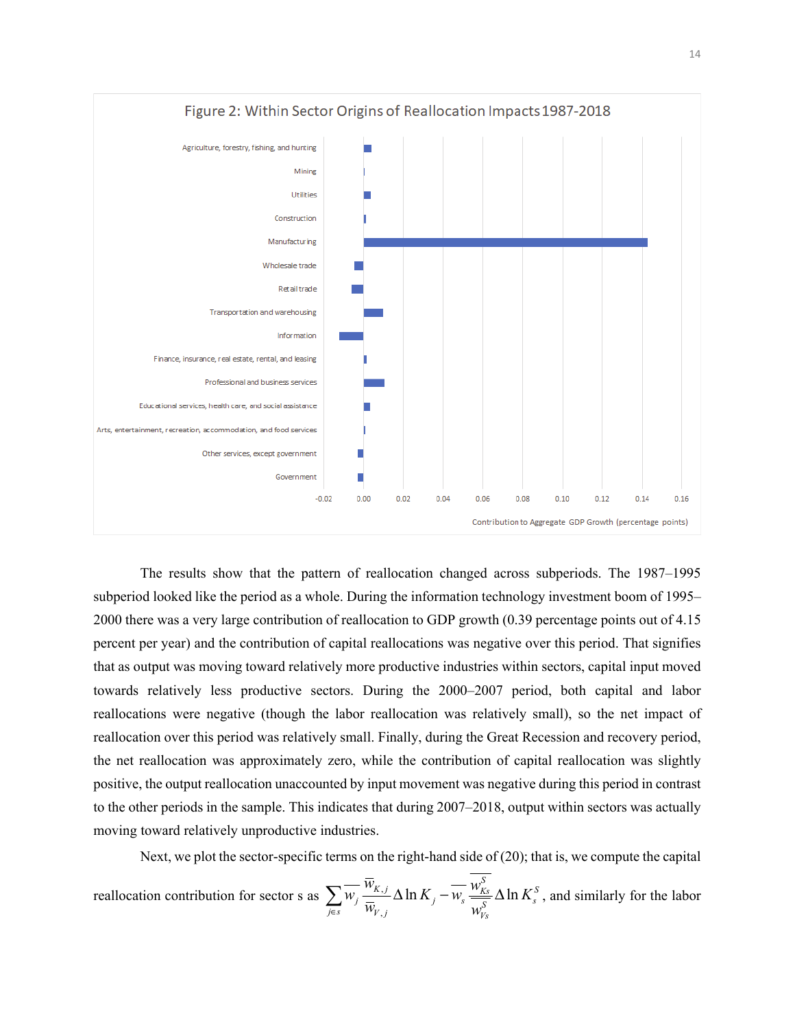Figure 2: Within Sector Origins of Reallocation Impacts 1987-2018

The results show that the pattern of reallocation changed across subperiods. The 1987–1995 subperiod looked like the period as a whole. During the information technology investment boom of 1995–2000 there was a very large contribution of reallocation to GDP growth (0.39 percentage points out of 4.15 percent per year) and the contribution of capital reallocations was negative over this period. That signifies that as output was moving toward relatively more productive industries within sectors, capital input moved towards relatively less productive sectors. During the 2000–2007 period, both capital and labor reallocations were negative (though the labor reallocation was relatively small), so the net impact of reallocation over this period was relatively small. Finally, during the Great Recession and recovery period, the net reallocation was approximately zero, while the contribution of capital reallocation was slightly positive, the output reallocation unaccounted by input movement was negative during this period in contrast to the other periods in the sample. This indicates that during 2007–2018, output within sectors was actually moving toward relatively unproductive industries.

Next, we plot the sector-specific terms on the right-hand side of (20); that is, we compute the capital reallocation contribution for sector s as $\sum_{j \in s} \overline{w}_j \frac{\overline{w}_{K,j}}{\overline{w}_{V,j}} \Delta \ln K_j - \overline{w}_s \frac{\overline{w}_{Ks}^S}{\overline{w}_{Vs}^S} \Delta \ln K_s^S$, and similarly for the labor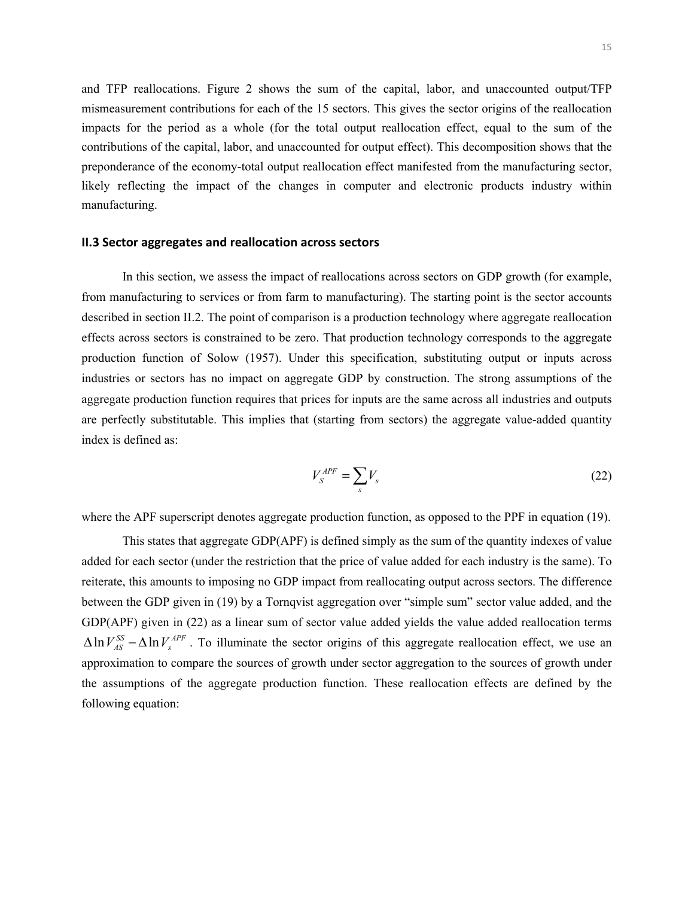and TFP reallocations. Figure 2 shows the sum of the capital, labor, and unaccounted output/TFP mismeasurement contributions for each of the 15 sectors. This gives the sector origins of the reallocation impacts for the period as a whole (for the total output reallocation effect, equal to the sum of the contributions of the capital, labor, and unaccounted for output effect). This decomposition shows that the preponderance of the economy-total output reallocation effect manifested from the manufacturing sector, likely reflecting the impact of the changes in computer and electronic products industry within manufacturing.

### II.3 Sector aggregates and reallocation across sectors

In this section, we assess the impact of reallocations across sectors on GDP growth (for example, from manufacturing to services or from farm to manufacturing). The starting point is the sector accounts described in section II.2. The point of comparison is a production technology where aggregate reallocation effects across sectors is constrained to be zero. That production technology corresponds to the aggregate production function of Solow (1957). Under this specification, substituting output or inputs across industries or sectors has no impact on aggregate GDP by construction. The strong assumptions of the aggregate production function requires that prices for inputs are the same across all industries and outputs are perfectly substitutable. This implies that (starting from sectors) the aggregate value-added quantity index is defined as:

$$V_S^{APF} = \sum_s V_s \tag{22}$$

where the APF superscript denotes aggregate production function, as opposed to the PPF in equation (19).

This states that aggregate GDP(APF) is defined simply as the sum of the quantity indexes of value added for each sector (under the restriction that the price of value added for each industry is the same). To reiterate, this amounts to imposing no GDP impact from reallocating output across sectors. The difference between the GDP given in (19) by a Tornqvist aggregation over "simple sum" sector value added, and the GDP(APF) given in (22) as a linear sum of sector value added yields the value added reallocation terms $\Delta \ln V_{AS}^{SS} - \Delta \ln V_s^{APF}$. To illuminate the sector origins of this aggregate reallocation effect, we use an approximation to compare the sources of growth under sector aggregation to the sources of growth under the assumptions of the aggregate production function. These reallocation effects are defined by the following equation: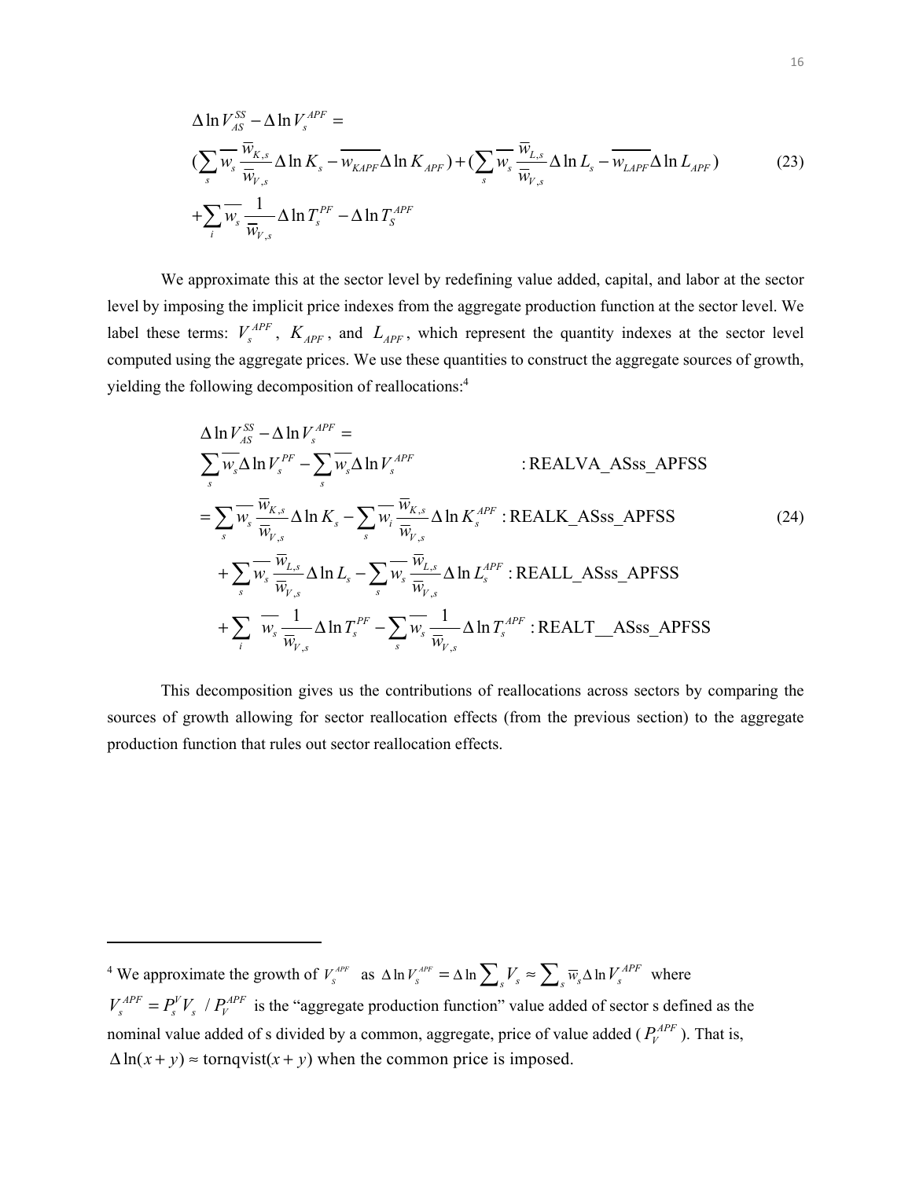$$
\begin{aligned}
&\Delta \ln V_{AS}^{SS} - \Delta \ln V_s^{APF} = \\
&(\sum_s \overline{w_s} \frac{\overline{w}_{K,s}}{\overline{w}_{V,s}} \Delta \ln K_s - \overline{w_{KAPF}} \Delta \ln K_{APF}) + (\sum_s \overline{w_s} \frac{\overline{w}_{L,s}}{\overline{w}_{V,s}} \Delta \ln L_s - \overline{w_{LAPF}} \Delta \ln L_{APF}) \\
&+ \sum_i \overline{w_s} \frac{1}{\overline{w}_{V,s}} \Delta \ln T_s^{PF} - \Delta \ln T_S^{APF}
\end{aligned}
\tag{23}
$$

We approximate this at the sector level by redefining value added, capital, and labor at the sector level by imposing the implicit price indexes from the aggregate production function at the sector level. We label these terms: $V_s^{APF}$, $K_{APF}$, and $L_{APF}$, which represent the quantity indexes at the sector level computed using the aggregate prices. We use these quantities to construct the aggregate sources of growth, yielding the following decomposition of reallocations:[4]

$$
\begin{aligned}
&\Delta \ln V_{AS}^{SS} - \Delta \ln V_s^{APF} = \\
&\sum_s \overline{w_s} \Delta \ln V_s^{PF} - \sum_s \overline{w_s} \Delta \ln V_s^{APF} && : \text{REALVA\_ASss\_APFSS} \\
&= \sum_s \overline{w_s} \frac{\overline{w}_{K,s}}{\overline{w}_{V,s}} \Delta \ln K_s - \sum_s \overline{w_i} \frac{\overline{w}_{K,s}}{\overline{w}_{V,s}} \Delta \ln K_s^{APF} && : \text{REALK\_ASss\_APFSS} \\
&\quad + \sum_s \overline{w_s} \frac{\overline{w}_{L,s}}{\overline{w}_{V,s}} \Delta \ln L_s - \sum_s \overline{w_s} \frac{\overline{w}_{L,s}}{\overline{w}_{V,s}} \Delta \ln L_s^{APF} && : \text{REALL\_ASss\_APFSS} \\
&\quad + \sum_i \overline{w_s} \frac{1}{\overline{w}_{V,s}} \Delta \ln T_s^{PF} - \sum_s \overline{w_s} \frac{1}{\overline{w}_{V,s}} \Delta \ln T_s^{APF} && : \text{REALT\_\_ASss\_APFSS}
\end{aligned}
\tag{24}
$$

This decomposition gives us the contributions of reallocations across sectors by comparing the sources of growth allowing for sector reallocation effects (from the previous section) to the aggregate production function that rules out sector reallocation effects.

---

[4] We approximate the growth of $V_S^{APF}$ as $\Delta \ln V_S^{APF} = \Delta \ln \sum_s V_s \approx \sum_s \overline{w}_s \Delta \ln V_s^{APF}$ where $V_s^{APF} = P_s^V V_s \; / \; P_V^{APF}$ is the "aggregate production function" value added of sector s defined as the nominal value added of s divided by a common, aggregate, price of value added ($P_V^{APF}$). That is, $\Delta \ln(x+y) \approx \text{tornqvist}(x+y)$ when the common price is imposed.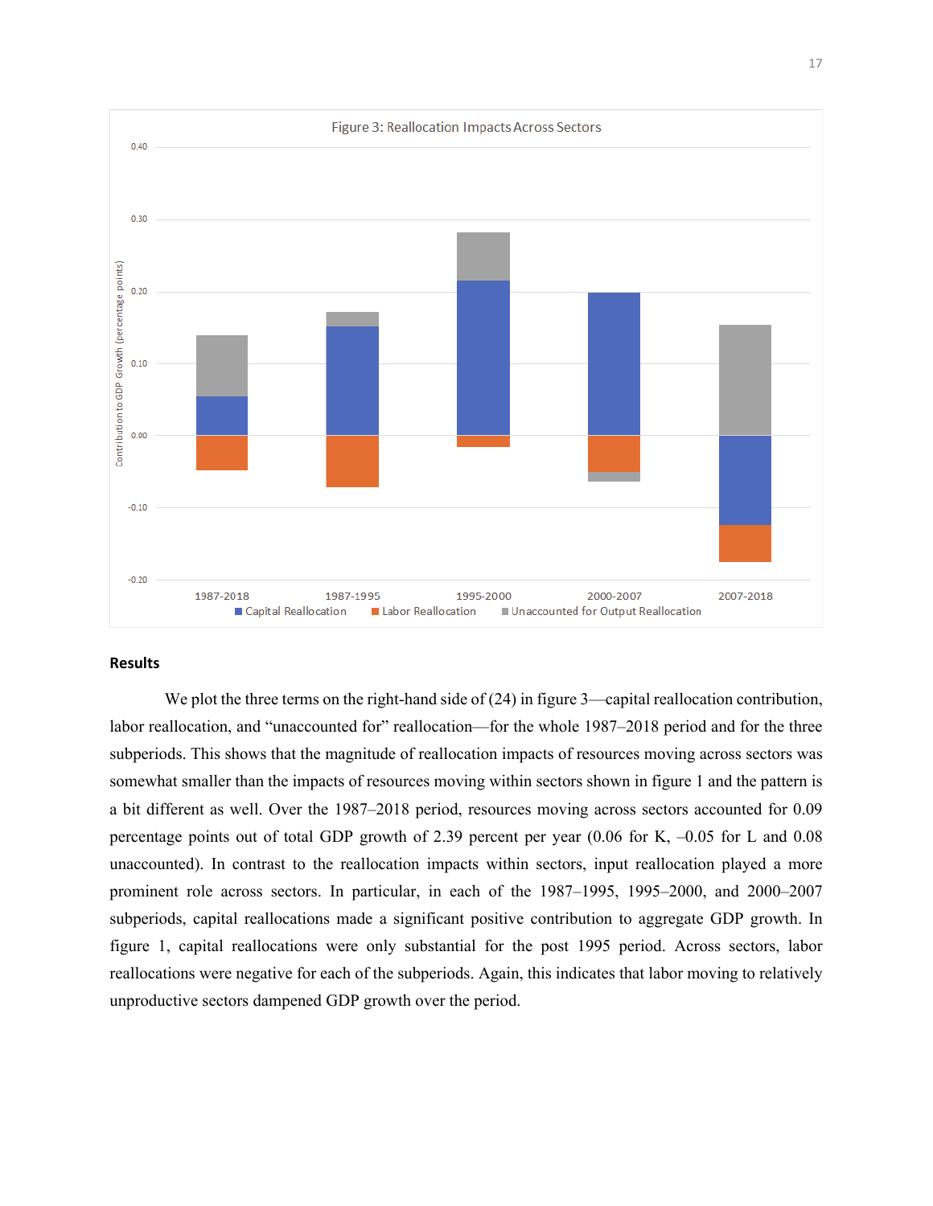Figure 3: Reallocation Impacts Across Sectors

## Results

We plot the three terms on the right-hand side of (24) in figure 3—capital reallocation contribution, labor reallocation, and "unaccounted for" reallocation—for the whole 1987–2018 period and for the three subperiods. This shows that the magnitude of reallocation impacts of resources moving across sectors was somewhat smaller than the impacts of resources moving within sectors shown in figure 1 and the pattern is a bit different as well. Over the 1987–2018 period, resources moving across sectors accounted for 0.09 percentage points out of total GDP growth of 2.39 percent per year (0.06 for K, –0.05 for L and 0.08 unaccounted). In contrast to the reallocation impacts within sectors, input reallocation played a more prominent role across sectors. In particular, in each of the 1987–1995, 1995–2000, and 2000–2007 subperiods, capital reallocations made a significant positive contribution to aggregate GDP growth. In figure 1, capital reallocations were only substantial for the post 1995 period. Across sectors, labor reallocations were negative for each of the subperiods. Again, this indicates that labor moving to relatively unproductive sectors dampened GDP growth over the period.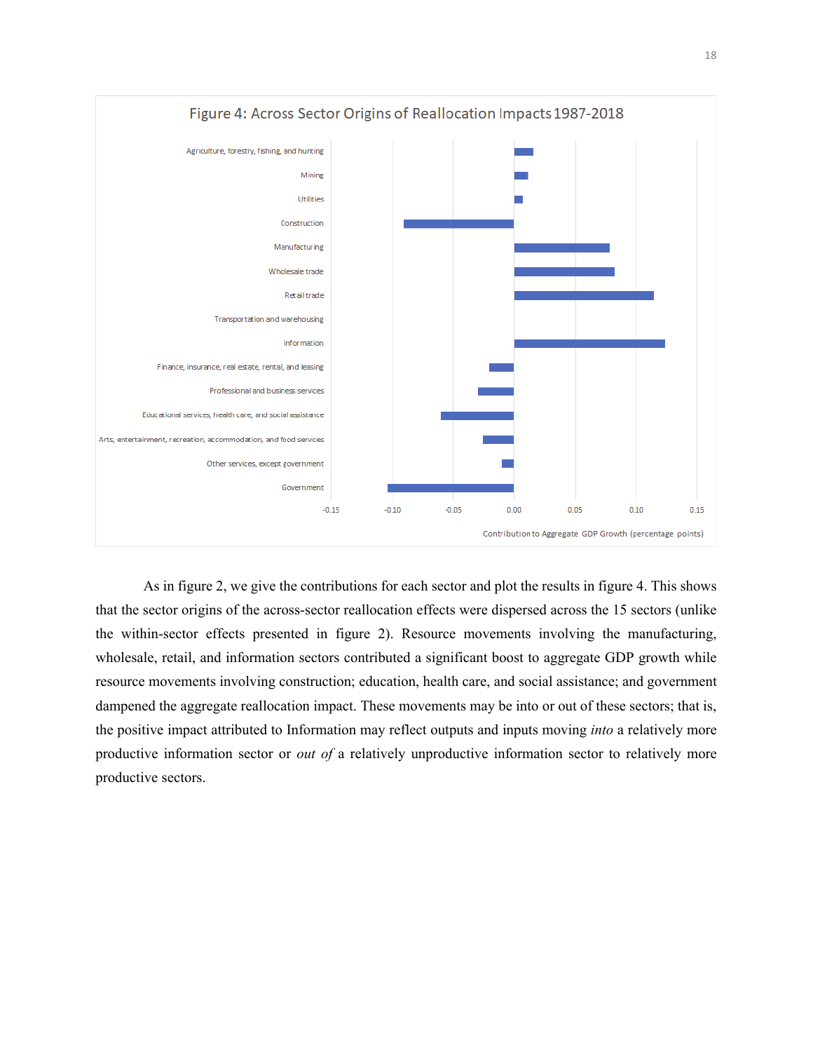Figure 4: Across Sector Origins of Reallocation Impacts 1987-2018

As in figure 2, we give the contributions for each sector and plot the results in figure 4. This shows that the sector origins of the across-sector reallocation effects were dispersed across the 15 sectors (unlike the within-sector effects presented in figure 2). Resource movements involving the manufacturing, wholesale, retail, and information sectors contributed a significant boost to aggregate GDP growth while resource movements involving construction; education, health care, and social assistance; and government dampened the aggregate reallocation impact. These movements may be into or out of these sectors; that is, the positive impact attributed to Information may reflect outputs and inputs moving *into* a relatively more productive information sector or *out of* a relatively unproductive information sector to relatively more productive sectors.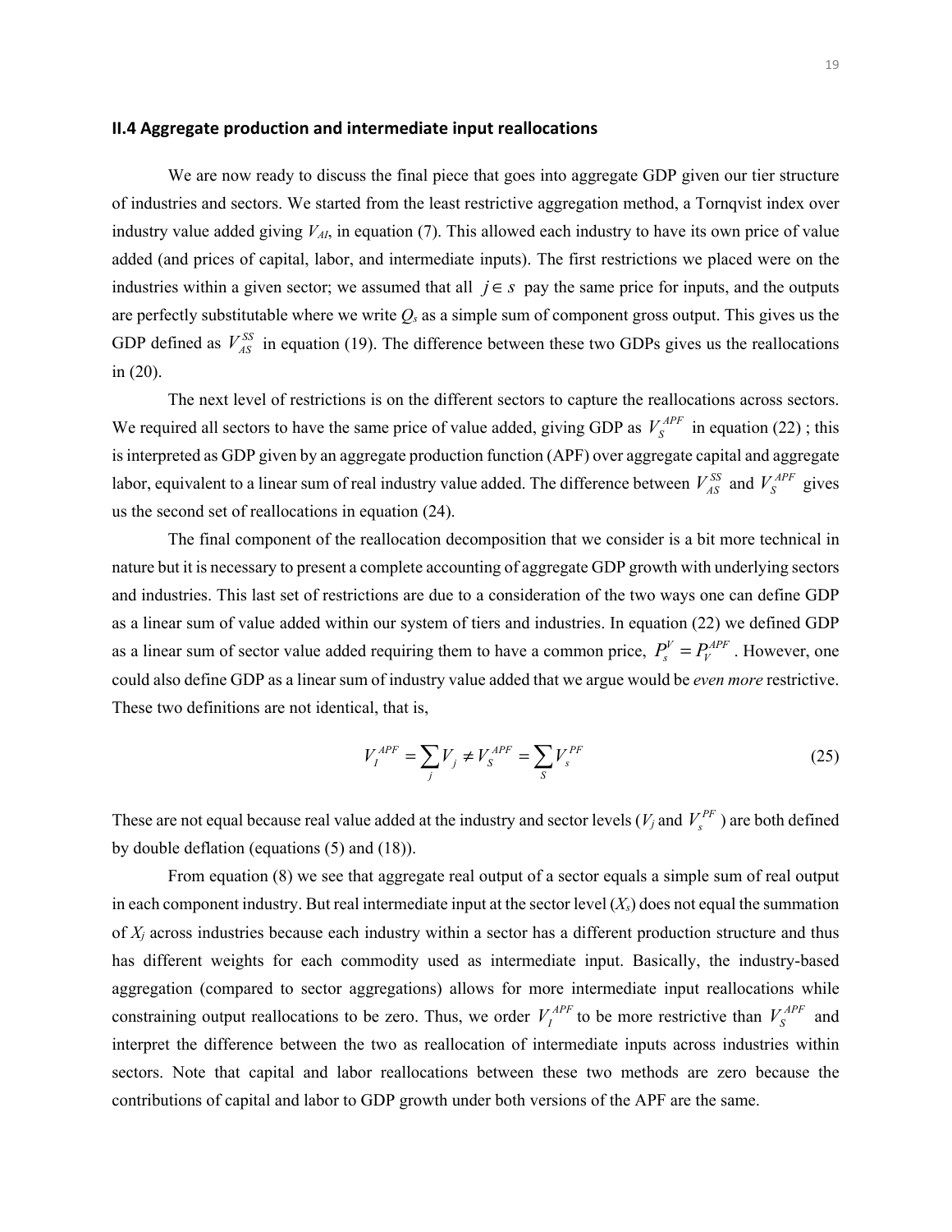## II.4 Aggregate production and intermediate input reallocations

We are now ready to discuss the final piece that goes into aggregate GDP given our tier structure of industries and sectors. We started from the least restrictive aggregation method, a Tornqvist index over industry value added giving $V_{AI}$, in equation (7). This allowed each industry to have its own price of value added (and prices of capital, labor, and intermediate inputs). The first restrictions we placed were on the industries within a given sector; we assumed that all $j \in s$ pay the same price for inputs, and the outputs are perfectly substitutable where we write $Q_s$ as a simple sum of component gross output. This gives us the GDP defined as $V_{AS}^{SS}$ in equation (19). The difference between these two GDPs gives us the reallocations in (20).

The next level of restrictions is on the different sectors to capture the reallocations across sectors. We required all sectors to have the same price of value added, giving GDP as $V_S^{APF}$ in equation (22) ; this is interpreted as GDP given by an aggregate production function (APF) over aggregate capital and aggregate labor, equivalent to a linear sum of real industry value added. The difference between $V_{AS}^{SS}$ and $V_S^{APF}$ gives us the second set of reallocations in equation (24).

The final component of the reallocation decomposition that we consider is a bit more technical in nature but it is necessary to present a complete accounting of aggregate GDP growth with underlying sectors and industries. This last set of restrictions are due to a consideration of the two ways one can define GDP as a linear sum of value added within our system of tiers and industries. In equation (22) we defined GDP as a linear sum of sector value added requiring them to have a common price, $P_s^V = P_V^{APF}$. However, one could also define GDP as a linear sum of industry value added that we argue would be *even more* restrictive. These two definitions are not identical, that is,

$$V_I^{APF} = \sum_j V_j \neq V_S^{APF} = \sum_S V_s^{PF} \tag{25}$$

These are not equal because real value added at the industry and sector levels ($V_j$ and $V_s^{PF}$) are both defined by double deflation (equations (5) and (18)).

From equation (8) we see that aggregate real output of a sector equals a simple sum of real output in each component industry. But real intermediate input at the sector level ($X_s$) does not equal the summation of $X_j$ across industries because each industry within a sector has a different production structure and thus has different weights for each commodity used as intermediate input. Basically, the industry-based aggregation (compared to sector aggregations) allows for more intermediate input reallocations while constraining output reallocations to be zero. Thus, we order $V_I^{APF}$ to be more restrictive than $V_S^{APF}$ and interpret the difference between the two as reallocation of intermediate inputs across industries within sectors. Note that capital and labor reallocations between these two methods are zero because the contributions of capital and labor to GDP growth under both versions of the APF are the same.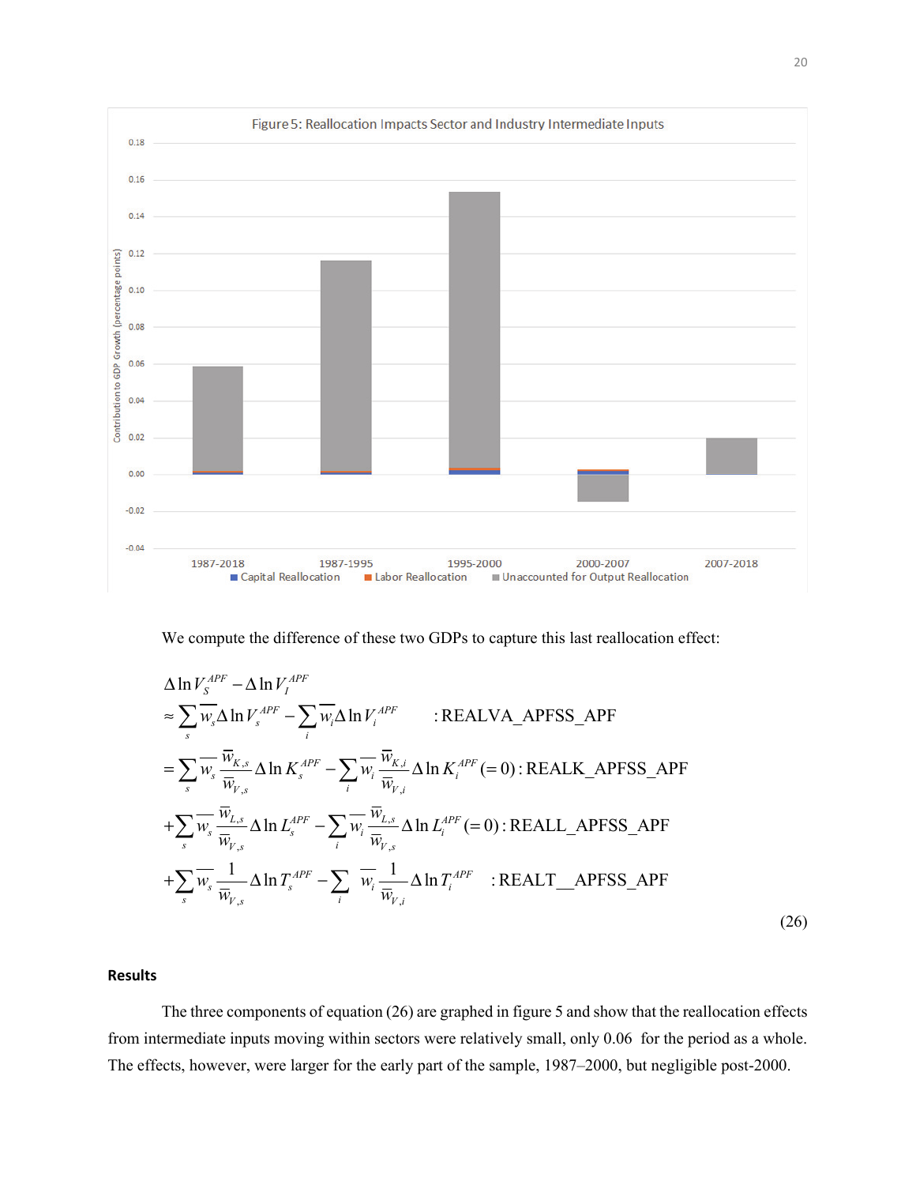Figure 5: Reallocation Impacts Sector and Industry Intermediate Inputs

We compute the difference of these two GDPs to capture this last reallocation effect:

$$
\begin{aligned}
&\Delta \ln V_S^{APF} - \Delta \ln V_I^{APF} \\
&\approx \sum_s \overline{w_s} \Delta \ln V_s^{APF} - \sum_i \overline{w_i} \Delta \ln V_i^{APF} \qquad : \text{REALVA\_APFSS\_APF} \\
&= \sum_s \overline{w_s} \frac{\overline{w}_{K,s}}{\overline{w}_{V,s}} \Delta \ln K_s^{APF} - \sum_i \overline{w_i} \frac{\overline{w}_{K,i}}{\overline{w}_{V,i}} \Delta \ln K_i^{APF} (=0) : \text{REALK\_APFSS\_APF} \\
&+ \sum_s \overline{w_s} \frac{\overline{w}_{L,s}}{\overline{w}_{V,s}} \Delta \ln L_s^{APF} - \sum_i \overline{w_i} \frac{\overline{w}_{L,s}}{\overline{w}_{V,s}} \Delta \ln L_i^{APF} (=0) : \text{REALL\_APFSS\_APF} \\
&+ \sum_s \overline{w_s} \frac{1}{\overline{w}_{V,s}} \Delta \ln T_s^{APF} - \sum_i \overline{w_i} \frac{1}{\overline{w}_{V,i}} \Delta \ln T_i^{APF} \quad : \text{REALT\_\_APFSS\_APF}
\end{aligned}
\tag{26}
$$

## Results

The three components of equation (26) are graphed in figure 5 and show that the reallocation effects from intermediate inputs moving within sectors were relatively small, only 0.06 for the period as a whole. The effects, however, were larger for the early part of the sample, 1987–2000, but negligible post-2000.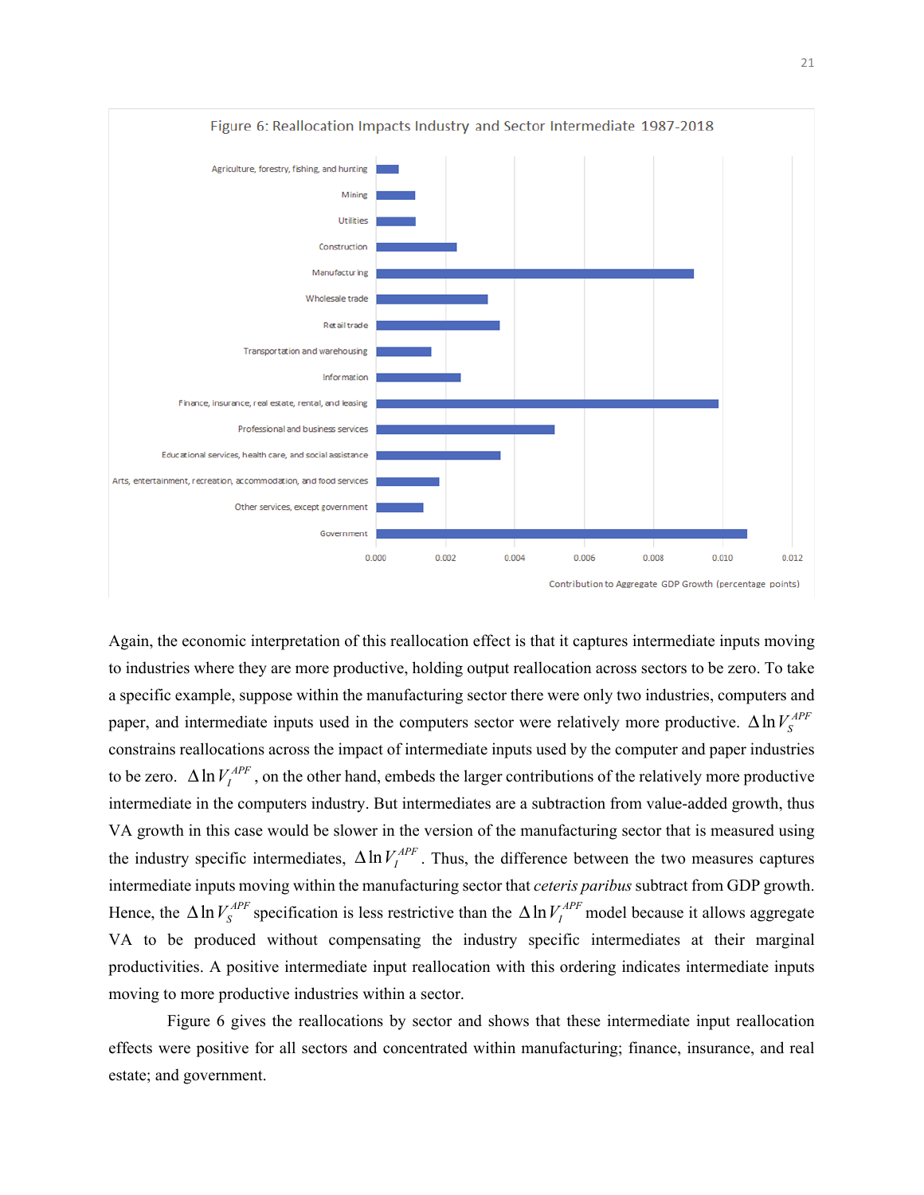Figure 6: Reallocation Impacts Industry and Sector Intermediate 1987-2018

Again, the economic interpretation of this reallocation effect is that it captures intermediate inputs moving to industries where they are more productive, holding output reallocation across sectors to be zero. To take a specific example, suppose within the manufacturing sector there were only two industries, computers and paper, and intermediate inputs used in the computers sector were relatively more productive. $\Delta \ln V_S^{APF}$ constrains reallocations across the impact of intermediate inputs used by the computer and paper industries to be zero. $\Delta \ln V_I^{APF}$, on the other hand, embeds the larger contributions of the relatively more productive intermediate in the computers industry. But intermediates are a subtraction from value-added growth, thus VA growth in this case would be slower in the version of the manufacturing sector that is measured using the industry specific intermediates, $\Delta \ln V_I^{APF}$. Thus, the difference between the two measures captures intermediate inputs moving within the manufacturing sector that *ceteris paribus* subtract from GDP growth. Hence, the $\Delta \ln V_S^{APF}$ specification is less restrictive than the $\Delta \ln V_I^{APF}$ model because it allows aggregate VA to be produced without compensating the industry specific intermediates at their marginal productivities. A positive intermediate input reallocation with this ordering indicates intermediate inputs moving to more productive industries within a sector.

Figure 6 gives the reallocations by sector and shows that these intermediate input reallocation effects were positive for all sectors and concentrated within manufacturing; finance, insurance, and real estate; and government.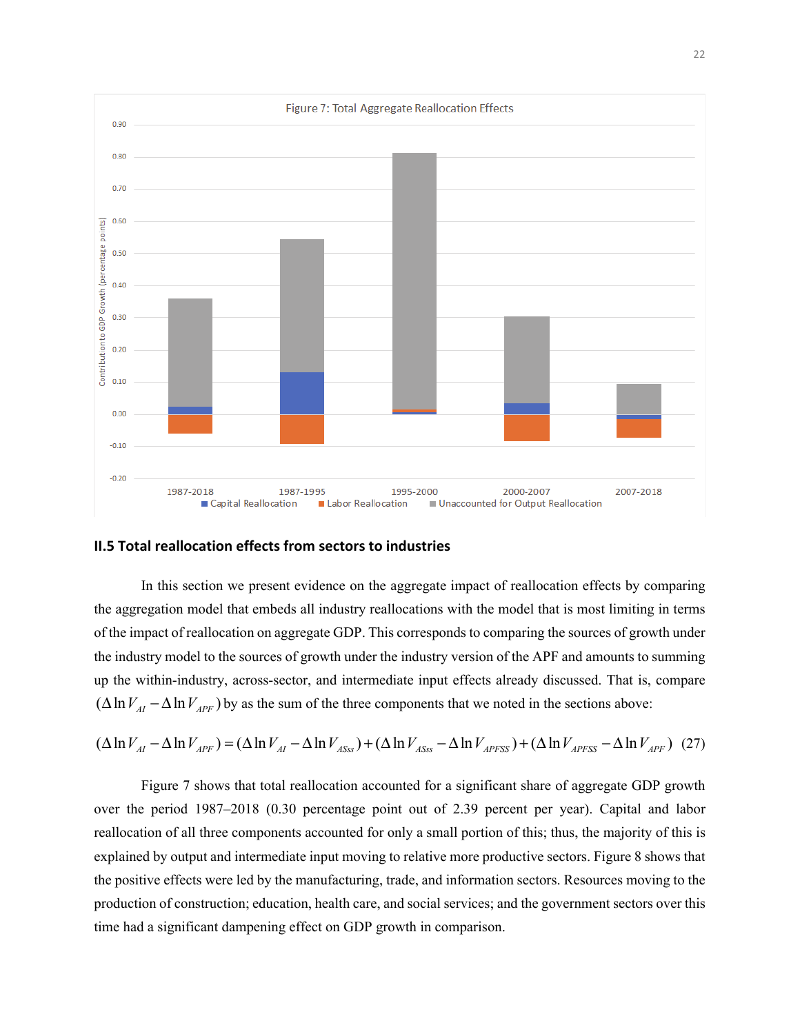Figure 7: Total Aggregate Reallocation Effects

## II.5 Total reallocation effects from sectors to industries

In this section we present evidence on the aggregate impact of reallocation effects by comparing the aggregation model that embeds all industry reallocations with the model that is most limiting in terms of the impact of reallocation on aggregate GDP. This corresponds to comparing the sources of growth under the industry model to the sources of growth under the industry version of the APF and amounts to summing up the within-industry, across-sector, and intermediate input effects already discussed. That is, compare $(\Delta \ln V_{AI} - \Delta \ln V_{APF})$ by as the sum of the three components that we noted in the sections above:

$$(\Delta \ln V_{AI} - \Delta \ln V_{APF}) = (\Delta \ln V_{AI} - \Delta \ln V_{ASss}) + (\Delta \ln V_{ASss} - \Delta \ln V_{APFSS}) + (\Delta \ln V_{APFSS} - \Delta \ln V_{APF}) \quad (27)$$

Figure 7 shows that total reallocation accounted for a significant share of aggregate GDP growth over the period 1987–2018 (0.30 percentage point out of 2.39 percent per year). Capital and labor reallocation of all three components accounted for only a small portion of this; thus, the majority of this is explained by output and intermediate input moving to relative more productive sectors. Figure 8 shows that the positive effects were led by the manufacturing, trade, and information sectors. Resources moving to the production of construction; education, health care, and social services; and the government sectors over this time had a significant dampening effect on GDP growth in comparison.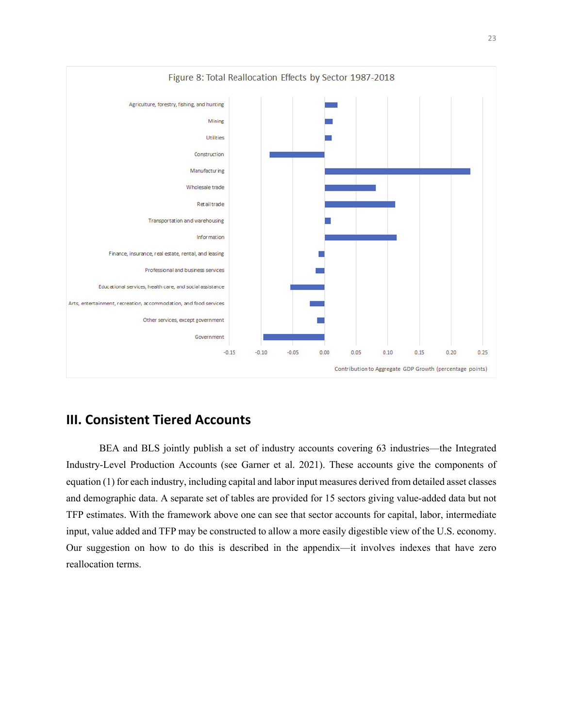Figure 8: Total Reallocation Effects by Sector 1987-2018

| Sector | Contribution to Aggregate GDP Growth (percentage points) |
|---|---|
| Agriculture, forestry, fishing, and hunting | |
| Mining | |
| Utilities | |
| Construction | |
| Manufacturing | |
| Wholesale trade | |
| Retail trade | |
| Transportation and warehousing | |
| Information | |
| Finance, insurance, real estate, rental, and leasing | |
| Professional and business services | |
| Educational services, health care, and social assistance | |
| Arts, entertainment, recreation, accommodation, and food services | |
| Other services, except government | |
| Government | |

Axis: -0.15, -0.10, -0.05, 0.00, 0.05, 0.10, 0.15, 0.20, 0.25

Contribution to Aggregate GDP Growth (percentage points)

## III. Consistent Tiered Accounts

BEA and BLS jointly publish a set of industry accounts covering 63 industries—the Integrated Industry-Level Production Accounts (see Garner et al. 2021). These accounts give the components of equation (1) for each industry, including capital and labor input measures derived from detailed asset classes and demographic data. A separate set of tables are provided for 15 sectors giving value-added data but not TFP estimates. With the framework above one can see that sector accounts for capital, labor, intermediate input, value added and TFP may be constructed to allow a more easily digestible view of the U.S. economy. Our suggestion on how to do this is described in the appendix—it involves indexes that have zero reallocation terms.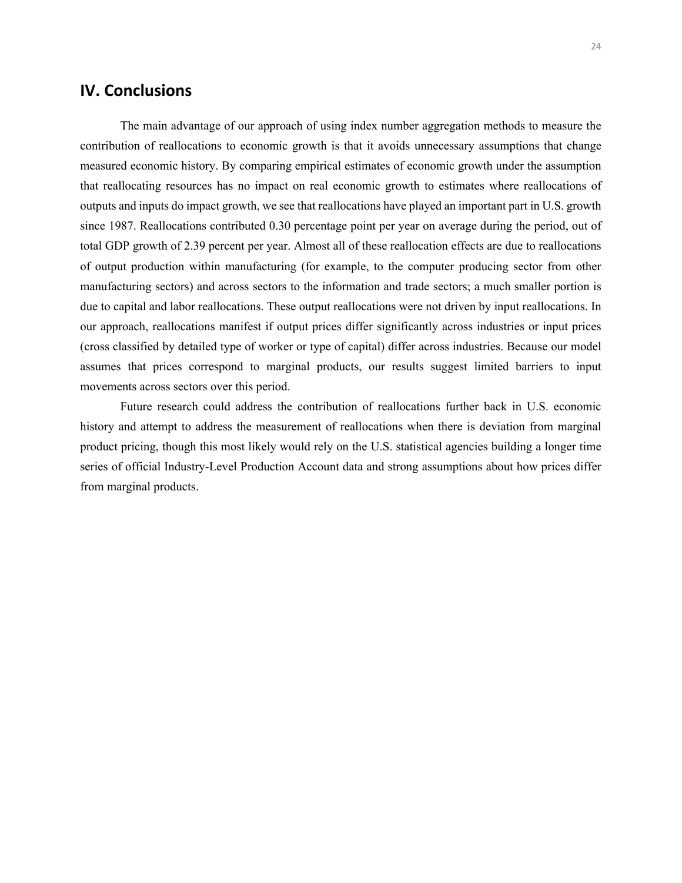## IV. Conclusions

The main advantage of our approach of using index number aggregation methods to measure the contribution of reallocations to economic growth is that it avoids unnecessary assumptions that change measured economic history. By comparing empirical estimates of economic growth under the assumption that reallocating resources has no impact on real economic growth to estimates where reallocations of outputs and inputs do impact growth, we see that reallocations have played an important part in U.S. growth since 1987. Reallocations contributed 0.30 percentage point per year on average during the period, out of total GDP growth of 2.39 percent per year. Almost all of these reallocation effects are due to reallocations of output production within manufacturing (for example, to the computer producing sector from other manufacturing sectors) and across sectors to the information and trade sectors; a much smaller portion is due to capital and labor reallocations. These output reallocations were not driven by input reallocations. In our approach, reallocations manifest if output prices differ significantly across industries or input prices (cross classified by detailed type of worker or type of capital) differ across industries. Because our model assumes that prices correspond to marginal products, our results suggest limited barriers to input movements across sectors over this period.

Future research could address the contribution of reallocations further back in U.S. economic history and attempt to address the measurement of reallocations when there is deviation from marginal product pricing, though this most likely would rely on the U.S. statistical agencies building a longer time series of official Industry-Level Production Account data and strong assumptions about how prices differ from marginal products.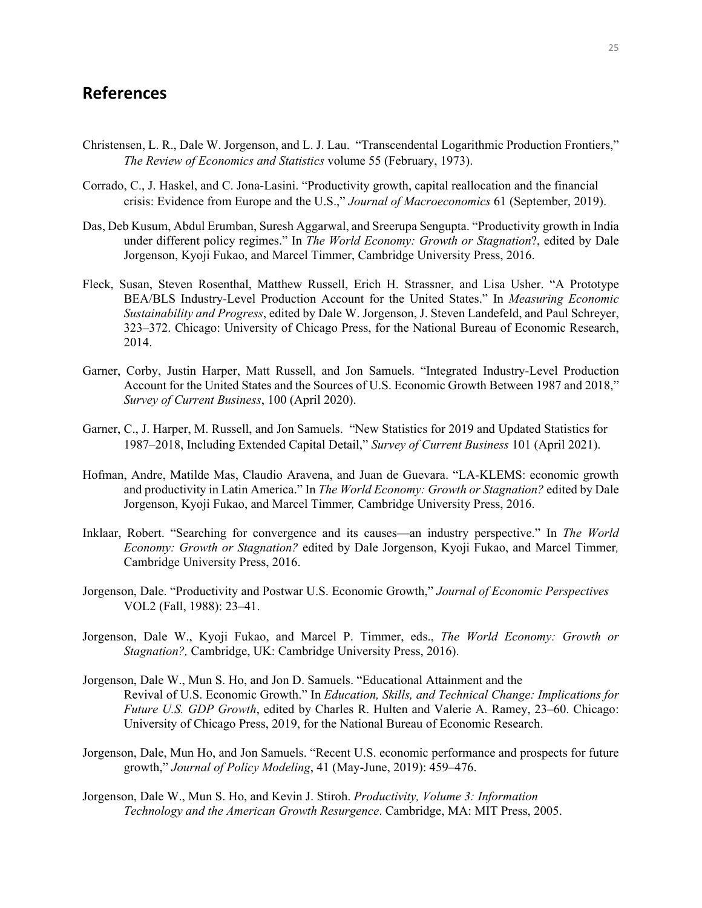## References

Christensen, L. R., Dale W. Jorgenson, and L. J. Lau. "Transcendental Logarithmic Production Frontiers," *The Review of Economics and Statistics* volume 55 (February, 1973).

Corrado, C., J. Haskel, and C. Jona-Lasini. "Productivity growth, capital reallocation and the financial crisis: Evidence from Europe and the U.S.," *Journal of Macroeconomics* 61 (September, 2019).

Das, Deb Kusum, Abdul Erumban, Suresh Aggarwal, and Sreerupa Sengupta. "Productivity growth in India under different policy regimes." In *The World Economy: Growth or Stagnation*?, edited by Dale Jorgenson, Kyoji Fukao, and Marcel Timmer, Cambridge University Press, 2016.

Fleck, Susan, Steven Rosenthal, Matthew Russell, Erich H. Strassner, and Lisa Usher. "A Prototype BEA/BLS Industry-Level Production Account for the United States." In *Measuring Economic Sustainability and Progress*, edited by Dale W. Jorgenson, J. Steven Landefeld, and Paul Schreyer, 323–372. Chicago: University of Chicago Press, for the National Bureau of Economic Research, 2014.

Garner, Corby, Justin Harper, Matt Russell, and Jon Samuels. "Integrated Industry-Level Production Account for the United States and the Sources of U.S. Economic Growth Between 1987 and 2018," *Survey of Current Business*, 100 (April 2020).

Garner, C., J. Harper, M. Russell, and Jon Samuels. "New Statistics for 2019 and Updated Statistics for 1987–2018, Including Extended Capital Detail," *Survey of Current Business* 101 (April 2021).

Hofman, Andre, Matilde Mas, Claudio Aravena, and Juan de Guevara. "LA-KLEMS: economic growth and productivity in Latin America." In *The World Economy: Growth or Stagnation?* edited by Dale Jorgenson, Kyoji Fukao, and Marcel Timmer*,* Cambridge University Press, 2016.

Inklaar, Robert. "Searching for convergence and its causes—an industry perspective." In *The World Economy: Growth or Stagnation?* edited by Dale Jorgenson, Kyoji Fukao, and Marcel Timmer*,* Cambridge University Press, 2016.

Jorgenson, Dale. "Productivity and Postwar U.S. Economic Growth," *Journal of Economic Perspectives* VOL2 (Fall, 1988): 23–41.

Jorgenson, Dale W., Kyoji Fukao, and Marcel P. Timmer, eds., *The World Economy: Growth or Stagnation?,* Cambridge, UK: Cambridge University Press, 2016).

Jorgenson, Dale W., Mun S. Ho, and Jon D. Samuels. "Educational Attainment and the Revival of U.S. Economic Growth." In *Education, Skills, and Technical Change: Implications for Future U.S. GDP Growth*, edited by Charles R. Hulten and Valerie A. Ramey, 23–60. Chicago: University of Chicago Press, 2019, for the National Bureau of Economic Research.

Jorgenson, Dale, Mun Ho, and Jon Samuels. "Recent U.S. economic performance and prospects for future growth," *Journal of Policy Modeling*, 41 (May-June, 2019): 459–476.

Jorgenson, Dale W., Mun S. Ho, and Kevin J. Stiroh. *Productivity, Volume 3: Information Technology and the American Growth Resurgence*. Cambridge, MA: MIT Press, 2005.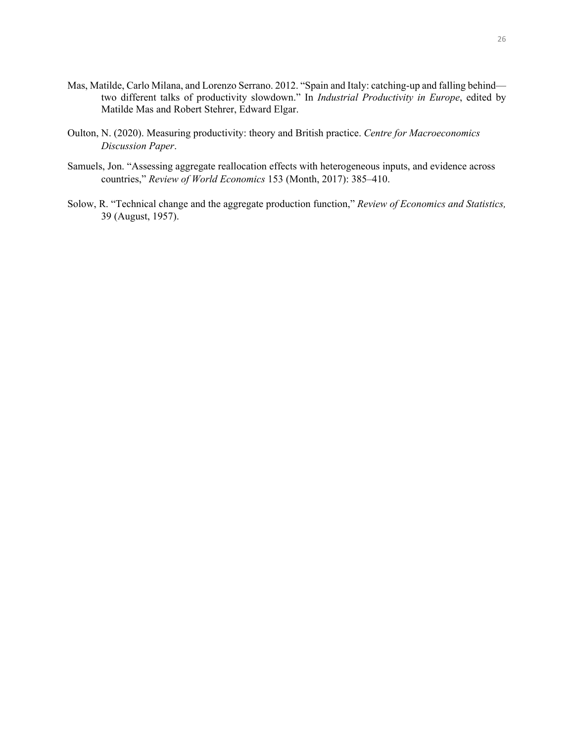Mas, Matilde, Carlo Milana, and Lorenzo Serrano. 2012. "Spain and Italy: catching-up and falling behind—two different talks of productivity slowdown." In *Industrial Productivity in Europe*, edited by Matilde Mas and Robert Stehrer, Edward Elgar.

Oulton, N. (2020). Measuring productivity: theory and British practice. *Centre for Macroeconomics Discussion Paper*.

Samuels, Jon. "Assessing aggregate reallocation effects with heterogeneous inputs, and evidence across countries," *Review of World Economics* 153 (Month, 2017): 385–410.

Solow, R. "Technical change and the aggregate production function," *Review of Economics and Statistics,* 39 (August, 1957).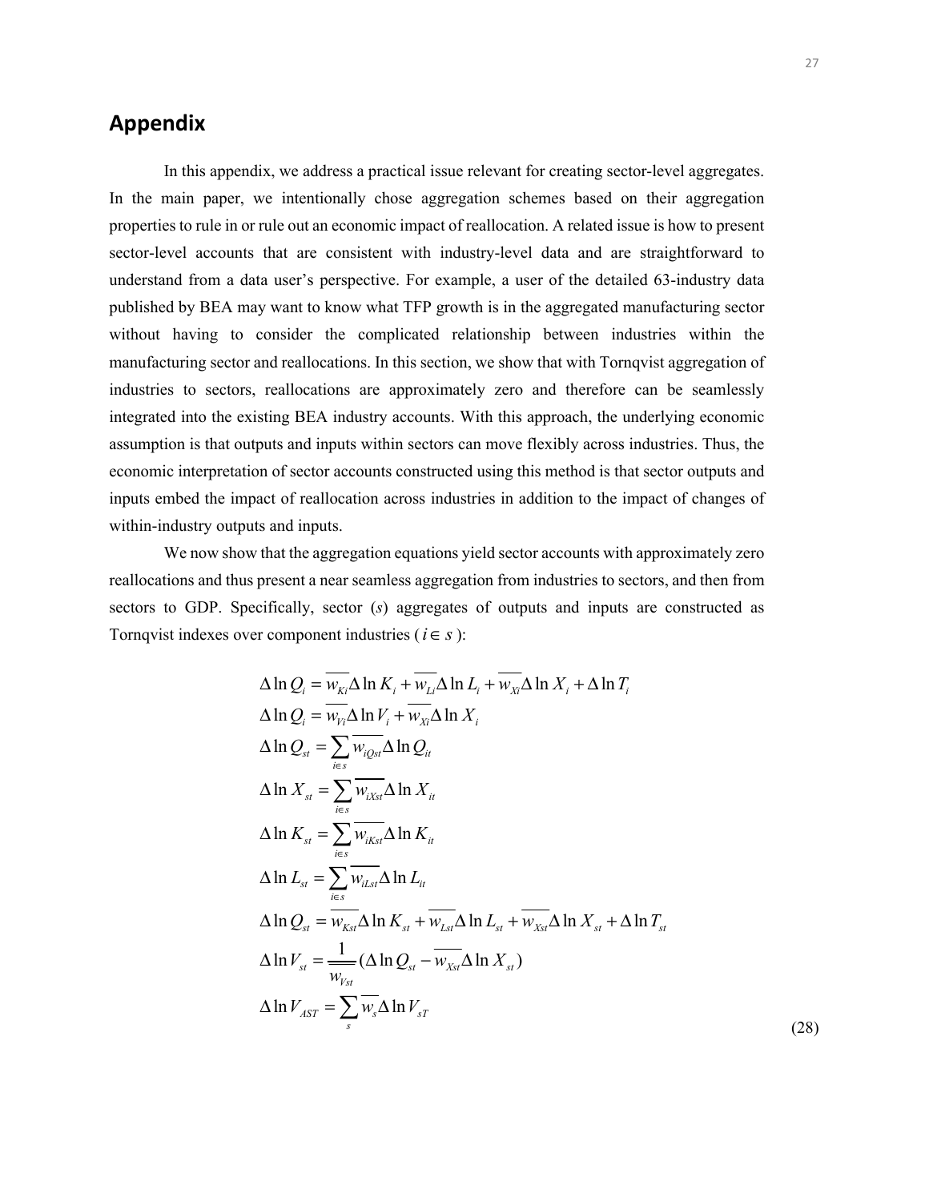## Appendix

In this appendix, we address a practical issue relevant for creating sector-level aggregates. In the main paper, we intentionally chose aggregation schemes based on their aggregation properties to rule in or rule out an economic impact of reallocation. A related issue is how to present sector-level accounts that are consistent with industry-level data and are straightforward to understand from a data user's perspective. For example, a user of the detailed 63-industry data published by BEA may want to know what TFP growth is in the aggregated manufacturing sector without having to consider the complicated relationship between industries within the manufacturing sector and reallocations. In this section, we show that with Tornqvist aggregation of industries to sectors, reallocations are approximately zero and therefore can be seamlessly integrated into the existing BEA industry accounts. With this approach, the underlying economic assumption is that outputs and inputs within sectors can move flexibly across industries. Thus, the economic interpretation of sector accounts constructed using this method is that sector outputs and inputs embed the impact of reallocation across industries in addition to the impact of changes of within-industry outputs and inputs.

We now show that the aggregation equations yield sector accounts with approximately zero reallocations and thus present a near seamless aggregation from industries to sectors, and then from sectors to GDP. Specifically, sector ($s$) aggregates of outputs and inputs are constructed as Tornqvist indexes over component industries ($i \in s$):

$$
\begin{aligned}
\Delta \ln Q_i &= \overline{w_{Ki}} \Delta \ln K_i + \overline{w_{Li}} \Delta \ln L_i + \overline{w_{Xi}} \Delta \ln X_i + \Delta \ln T_i \\
\Delta \ln Q_i &= \overline{w_{Vi}} \Delta \ln V_i + \overline{w_{Xi}} \Delta \ln X_i \\
\Delta \ln Q_{st} &= \sum_{i \in s} \overline{w_{iQst}} \Delta \ln Q_{it} \\
\Delta \ln X_{st} &= \sum_{i \in s} \overline{w_{iXst}} \Delta \ln X_{it} \\
\Delta \ln K_{st} &= \sum_{i \in s} \overline{w_{iKst}} \Delta \ln K_{it} \\
\Delta \ln L_{st} &= \sum_{i \in s} \overline{w_{iLst}} \Delta \ln L_{it} \\
\Delta \ln Q_{st} &= \overline{w_{Kst}} \Delta \ln K_{st} + \overline{w_{Lst}} \Delta \ln L_{st} + \overline{w_{Xst}} \Delta \ln X_{st} + \Delta \ln T_{st} \\
\Delta \ln V_{st} &= \frac{1}{\overline{w_{Vst}}} (\Delta \ln Q_{st} - \overline{w_{Xst}} \Delta \ln X_{st}) \\
\Delta \ln V_{AST} &= \sum_{s} \overline{w_s} \Delta \ln V_{sT}
\end{aligned}
\tag{28}
$$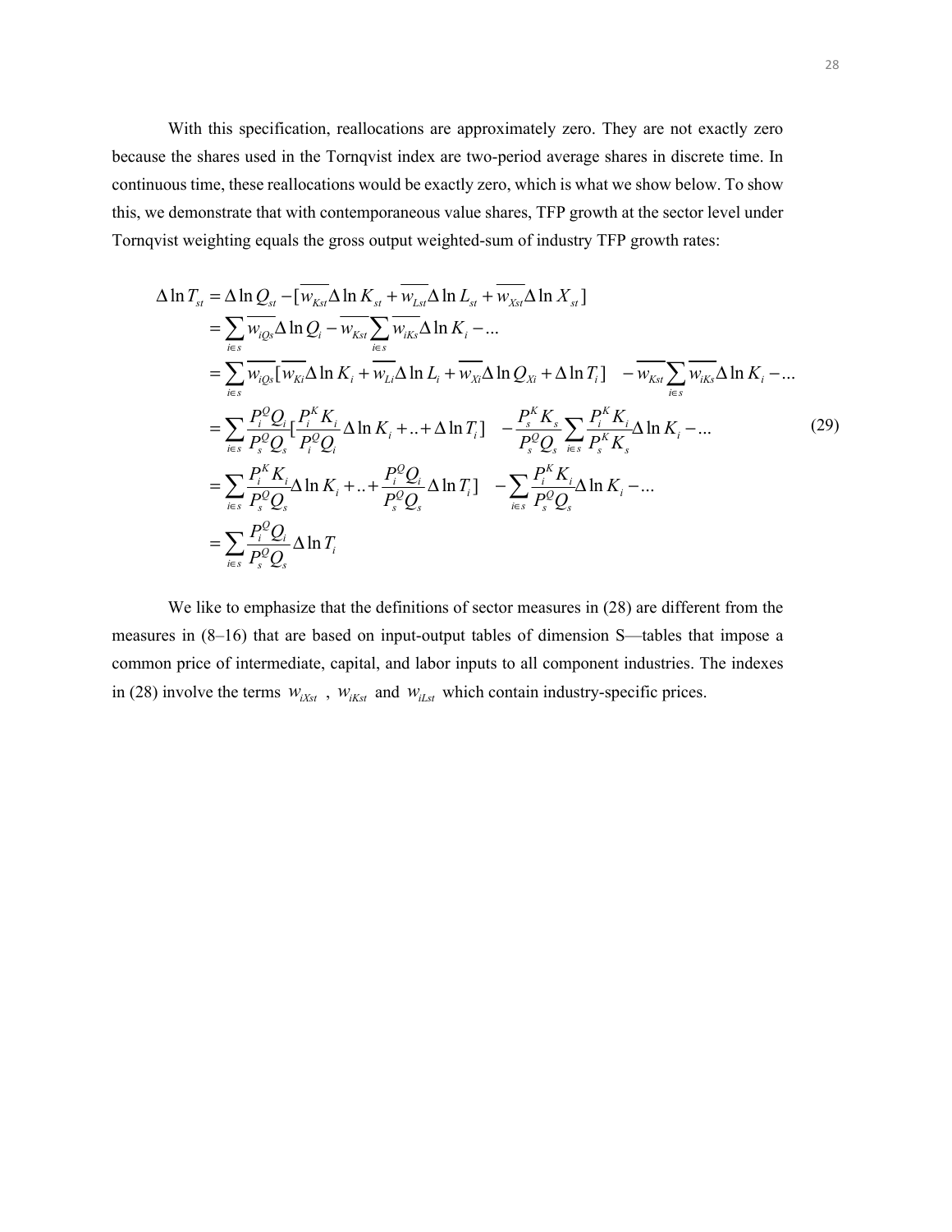With this specification, reallocations are approximately zero. They are not exactly zero because the shares used in the Tornqvist index are two-period average shares in discrete time. In continuous time, these reallocations would be exactly zero, which is what we show below. To show this, we demonstrate that with contemporaneous value shares, TFP growth at the sector level under Tornqvist weighting equals the gross output weighted-sum of industry TFP growth rates:

$$
\begin{aligned}
\Delta \ln T_{st} &= \Delta \ln Q_{st} - [\overline{w_{Kst}} \Delta \ln K_{st} + \overline{w_{Lst}} \Delta \ln L_{st} + \overline{w_{Xst}} \Delta \ln X_{st}] \\
&= \sum_{i \in s} \overline{w_{iQs}} \Delta \ln Q_i - \overline{w_{Kst}} \sum_{i \in s} \overline{w_{iKs}} \Delta \ln K_i - ... \\
&= \sum_{i \in s} \overline{w_{iQs}} [\overline{w_{Ki}} \Delta \ln K_i + \overline{w_{Li}} \Delta \ln L_i + \overline{w_{Xi}} \Delta \ln Q_{Xi} + \Delta \ln T_i] \quad - \overline{w_{Kst}} \sum_{i \in s} \overline{w_{iKs}} \Delta \ln K_i - ... \\
&= \sum_{i \in s} \frac{P_i^Q Q_i}{P_s^Q Q_s} [\frac{P_i^K K_i}{P_i^Q Q_i} \Delta \ln K_i + .. + \Delta \ln T_i] \quad - \frac{P_s^K K_s}{P_s^Q Q_s} \sum_{i \in s} \frac{P_i^K K_i}{P_s^K K_s} \Delta \ln K_i - ... \\
&= \sum_{i \in s} \frac{P_i^K K_i}{P_s^Q Q_s} \Delta \ln K_i + .. + \frac{P_i^Q Q_i}{P_s^Q Q_s} \Delta \ln T_i] \quad - \sum_{i \in s} \frac{P_i^K K_i}{P_s^Q Q_s} \Delta \ln K_i - ... \\
&= \sum_{i \in s} \frac{P_i^Q Q_i}{P_s^Q Q_s} \Delta \ln T_i
\end{aligned}
\tag{29}
$$

We like to emphasize that the definitions of sector measures in (28) are different from the measures in (8–16) that are based on input-output tables of dimension S—tables that impose a common price of intermediate, capital, and labor inputs to all component industries. The indexes in (28) involve the terms $w_{iXst}$ , $w_{iKst}$ and $w_{iLst}$ which contain industry-specific prices.